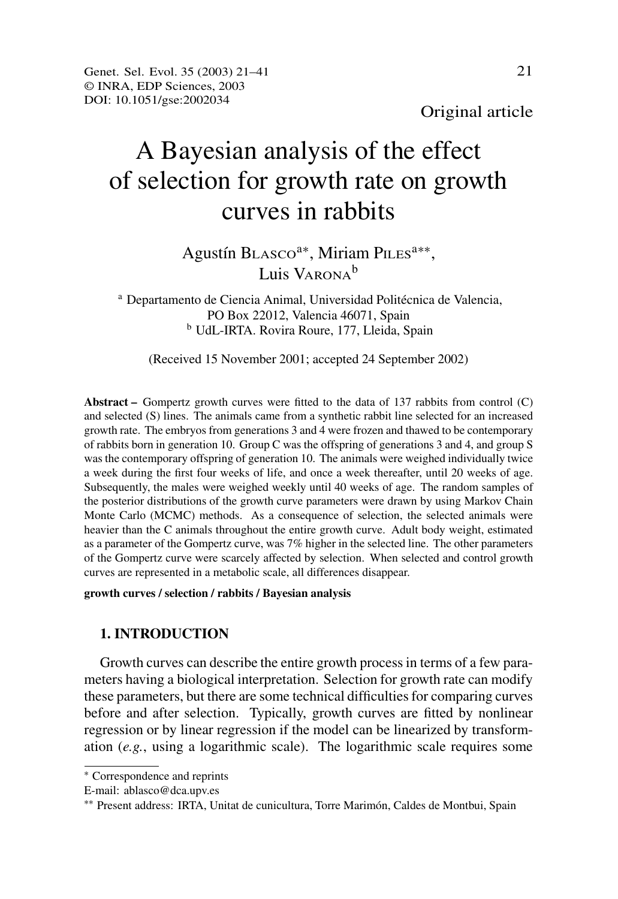Original article

# A Bayesian analysis of the effect of selection for growth rate on growth curves in rabbits

Agustín Blasco[a]*, Miriam Piles[a]**, Luis Varona[b]

[a] Departamento de Ciencia Animal, Universidad Politécnica de Valencia, PO Box 22012, Valencia 46071, Spain
[b] UdL-IRTA. Rovira Roure, 177, Lleida, Spain

(Received 15 November 2001; accepted 24 September 2002)

**Abstract –** Gompertz growth curves were fitted to the data of 137 rabbits from control (C) and selected (S) lines. The animals came from a synthetic rabbit line selected for an increased growth rate. The embryos from generations 3 and 4 were frozen and thawed to be contemporary of rabbits born in generation 10. Group C was the offspring of generations 3 and 4, and group S was the contemporary offspring of generation 10. The animals were weighed individually twice a week during the first four weeks of life, and once a week thereafter, until 20 weeks of age. Subsequently, the males were weighed weekly until 40 weeks of age. The random samples of the posterior distributions of the growth curve parameters were drawn by using Markov Chain Monte Carlo (MCMC) methods. As a consequence of selection, the selected animals were heavier than the C animals throughout the entire growth curve. Adult body weight, estimated as a parameter of the Gompertz curve, was 7% higher in the selected line. The other parameters of the Gompertz curve were scarcely affected by selection. When selected and control growth curves are represented in a metabolic scale, all differences disappear.

**growth curves / selection / rabbits / Bayesian analysis**

## 1. INTRODUCTION

Growth curves can describe the entire growth process in terms of a few parameters having a biological interpretation. Selection for growth rate can modify these parameters, but there are some technical difficulties for comparing curves before and after selection. Typically, growth curves are fitted by nonlinear regression or by linear regression if the model can be linearized by transformation (*e.g.*, using a logarithmic scale). The logarithmic scale requires some

---

* Correspondence and reprints
E-mail: ablasco@dca.upv.es

** Present address: IRTA, Unitat de cunicultura, Torre Marimón, Caldes de Montbui, Spain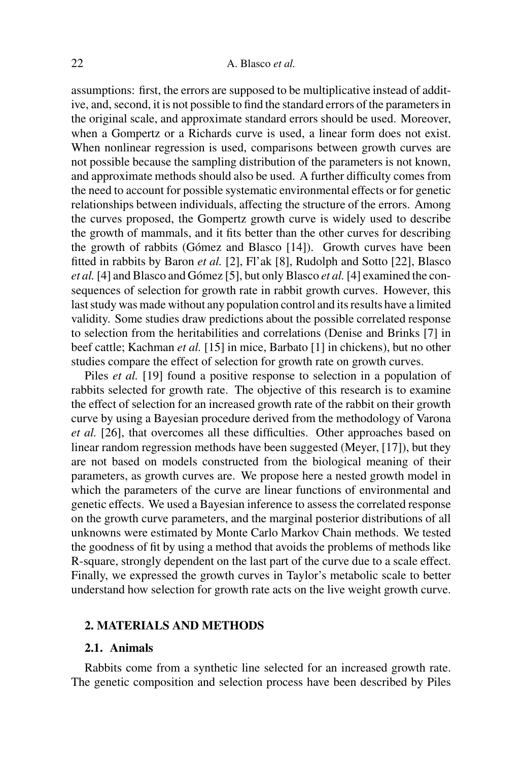assumptions: first, the errors are supposed to be multiplicative instead of additive, and, second, it is not possible to find the standard errors of the parameters in the original scale, and approximate standard errors should be used. Moreover, when a Gompertz or a Richards curve is used, a linear form does not exist. When nonlinear regression is used, comparisons between growth curves are not possible because the sampling distribution of the parameters is not known, and approximate methods should also be used. A further difficulty comes from the need to account for possible systematic environmental effects or for genetic relationships between individuals, affecting the structure of the errors. Among the curves proposed, the Gompertz growth curve is widely used to describe the growth of mammals, and it fits better than the other curves for describing the growth of rabbits (Gómez and Blasco [14]). Growth curves have been fitted in rabbits by Baron *et al.* [2], Fl'ak [8], Rudolph and Sotto [22], Blasco *et al.* [4] and Blasco and Gómez [5], but only Blasco *et al.* [4] examined the consequences of selection for growth rate in rabbit growth curves. However, this last study was made without any population control and its results have a limited validity. Some studies draw predictions about the possible correlated response to selection from the heritabilities and correlations (Denise and Brinks [7] in beef cattle; Kachman *et al.* [15] in mice, Barbato [1] in chickens), but no other studies compare the effect of selection for growth rate on growth curves.

Piles *et al.* [19] found a positive response to selection in a population of rabbits selected for growth rate. The objective of this research is to examine the effect of selection for an increased growth rate of the rabbit on their growth curve by using a Bayesian procedure derived from the methodology of Varona *et al.* [26], that overcomes all these difficulties. Other approaches based on linear random regression methods have been suggested (Meyer, [17]), but they are not based on models constructed from the biological meaning of their parameters, as growth curves are. We propose here a nested growth model in which the parameters of the curve are linear functions of environmental and genetic effects. We used a Bayesian inference to assess the correlated response on the growth curve parameters, and the marginal posterior distributions of all unknowns were estimated by Monte Carlo Markov Chain methods. We tested the goodness of fit by using a method that avoids the problems of methods like R-square, strongly dependent on the last part of the curve due to a scale effect. Finally, we expressed the growth curves in Taylor's metabolic scale to better understand how selection for growth rate acts on the live weight growth curve.

## 2. MATERIALS AND METHODS

### 2.1. Animals

Rabbits come from a synthetic line selected for an increased growth rate. The genetic composition and selection process have been described by Piles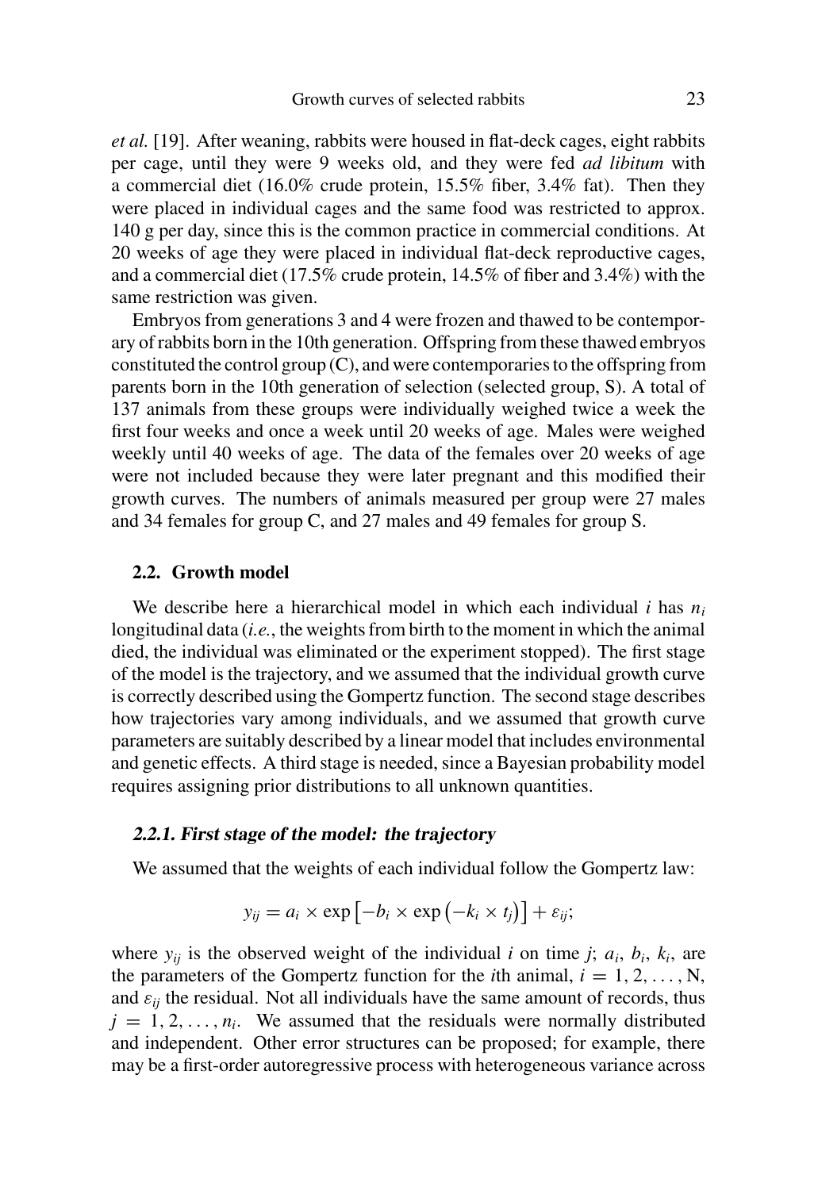*et al.* [19]. After weaning, rabbits were housed in flat-deck cages, eight rabbits per cage, until they were 9 weeks old, and they were fed *ad libitum* with a commercial diet (16.0% crude protein, 15.5% fiber, 3.4% fat). Then they were placed in individual cages and the same food was restricted to approx. 140 g per day, since this is the common practice in commercial conditions. At 20 weeks of age they were placed in individual flat-deck reproductive cages, and a commercial diet (17.5% crude protein, 14.5% of fiber and 3.4%) with the same restriction was given.

Embryos from generations 3 and 4 were frozen and thawed to be contemporary of rabbits born in the 10th generation. Offspring from these thawed embryos constituted the control group (C), and were contemporaries to the offspring from parents born in the 10th generation of selection (selected group, S). A total of 137 animals from these groups were individually weighed twice a week the first four weeks and once a week until 20 weeks of age. Males were weighed weekly until 40 weeks of age. The data of the females over 20 weeks of age were not included because they were later pregnant and this modified their growth curves. The numbers of animals measured per group were 27 males and 34 females for group C, and 27 males and 49 females for group S.

### 2.2. Growth model

We describe here a hierarchical model in which each individual $i$ has $n_i$ longitudinal data (*i.e.*, the weights from birth to the moment in which the animal died, the individual was eliminated or the experiment stopped). The first stage of the model is the trajectory, and we assumed that the individual growth curve is correctly described using the Gompertz function. The second stage describes how trajectories vary among individuals, and we assumed that growth curve parameters are suitably described by a linear model that includes environmental and genetic effects. A third stage is needed, since a Bayesian probability model requires assigning prior distributions to all unknown quantities.

#### *2.2.1. First stage of the model: the trajectory*

We assumed that the weights of each individual follow the Gompertz law:

$$y_{ij} = a_i \times \exp\left[-b_i \times \exp\left(-k_i \times t_j\right)\right] + \varepsilon_{ij};$$

where $y_{ij}$ is the observed weight of the individual $i$ on time $j$; $a_i$, $b_i$, $k_i$, are the parameters of the Gompertz function for the $i$th animal, $i = 1, 2, \ldots, \mathrm{N}$, and $\varepsilon_{ij}$ the residual. Not all individuals have the same amount of records, thus $j = 1, 2, \ldots, n_i$. We assumed that the residuals were normally distributed and independent. Other error structures can be proposed; for example, there may be a first-order autoregressive process with heterogeneous variance across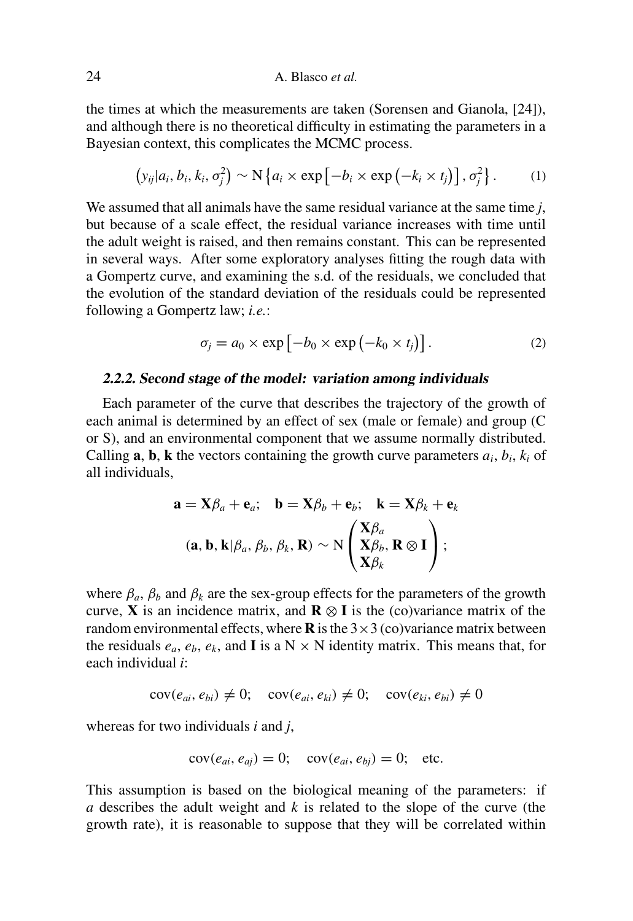the times at which the measurements are taken (Sorensen and Gianola, [24]), and although there is no theoretical difficulty in estimating the parameters in a Bayesian context, this complicates the MCMC process.

$$\left(y_{ij}|a_i, b_i, k_i, \sigma_j^2\right) \sim \mathrm{N}\left\{a_i \times \exp\left[-b_i \times \exp\left(-k_i \times t_j\right)\right], \sigma_j^2\right\}. \tag{1}$$

We assumed that all animals have the same residual variance at the same time $j$, but because of a scale effect, the residual variance increases with time until the adult weight is raised, and then remains constant. This can be represented in several ways. After some exploratory analyses fitting the rough data with a Gompertz curve, and examining the s.d. of the residuals, we concluded that the evolution of the standard deviation of the residuals could be represented following a Gompertz law; *i.e.*:

$$\sigma_j = a_0 \times \exp\left[-b_0 \times \exp\left(-k_0 \times t_j\right)\right]. \tag{2}$$

#### 2.2.2. Second stage of the model: variation among individuals

Each parameter of the curve that describes the trajectory of the growth of each animal is determined by an effect of sex (male or female) and group (C or S), and an environmental component that we assume normally distributed. Calling **a**, **b**, **k** the vectors containing the growth curve parameters $a_i$, $b_i$, $k_i$ of all individuals,

$$\mathbf{a} = \mathbf{X}\beta_a + \mathbf{e}_a; \quad \mathbf{b} = \mathbf{X}\beta_b + \mathbf{e}_b; \quad \mathbf{k} = \mathbf{X}\beta_k + \mathbf{e}_k$$

$$(\mathbf{a}, \mathbf{b}, \mathbf{k}|\beta_a, \beta_b, \beta_k, \mathbf{R}) \sim \mathrm{N}\begin{pmatrix} \mathbf{X}\beta_a \\ \mathbf{X}\beta_b, \mathbf{R} \otimes \mathbf{I} \\ \mathbf{X}\beta_k \end{pmatrix};$$

where $\beta_a$, $\beta_b$ and $\beta_k$ are the sex-group effects for the parameters of the growth curve, $\mathbf{X}$ is an incidence matrix, and $\mathbf{R} \otimes \mathbf{I}$ is the (co)variance matrix of the random environmental effects, where $\mathbf{R}$ is the $3 \times 3$ (co)variance matrix between the residuals $e_a$, $e_b$, $e_k$, and $\mathbf{I}$ is a $\mathrm{N} \times \mathrm{N}$ identity matrix. This means that, for each individual $i$:

$$\mathrm{cov}(e_{ai}, e_{bi}) \neq 0; \quad \mathrm{cov}(e_{ai}, e_{ki}) \neq 0; \quad \mathrm{cov}(e_{ki}, e_{bi}) \neq 0$$

whereas for two individuals $i$ and $j$,

$$\mathrm{cov}(e_{ai}, e_{aj}) = 0; \quad \mathrm{cov}(e_{ai}, e_{bj}) = 0; \quad \text{etc.}$$

This assumption is based on the biological meaning of the parameters: if $a$ describes the adult weight and $k$ is related to the slope of the curve (the growth rate), it is reasonable to suppose that they will be correlated within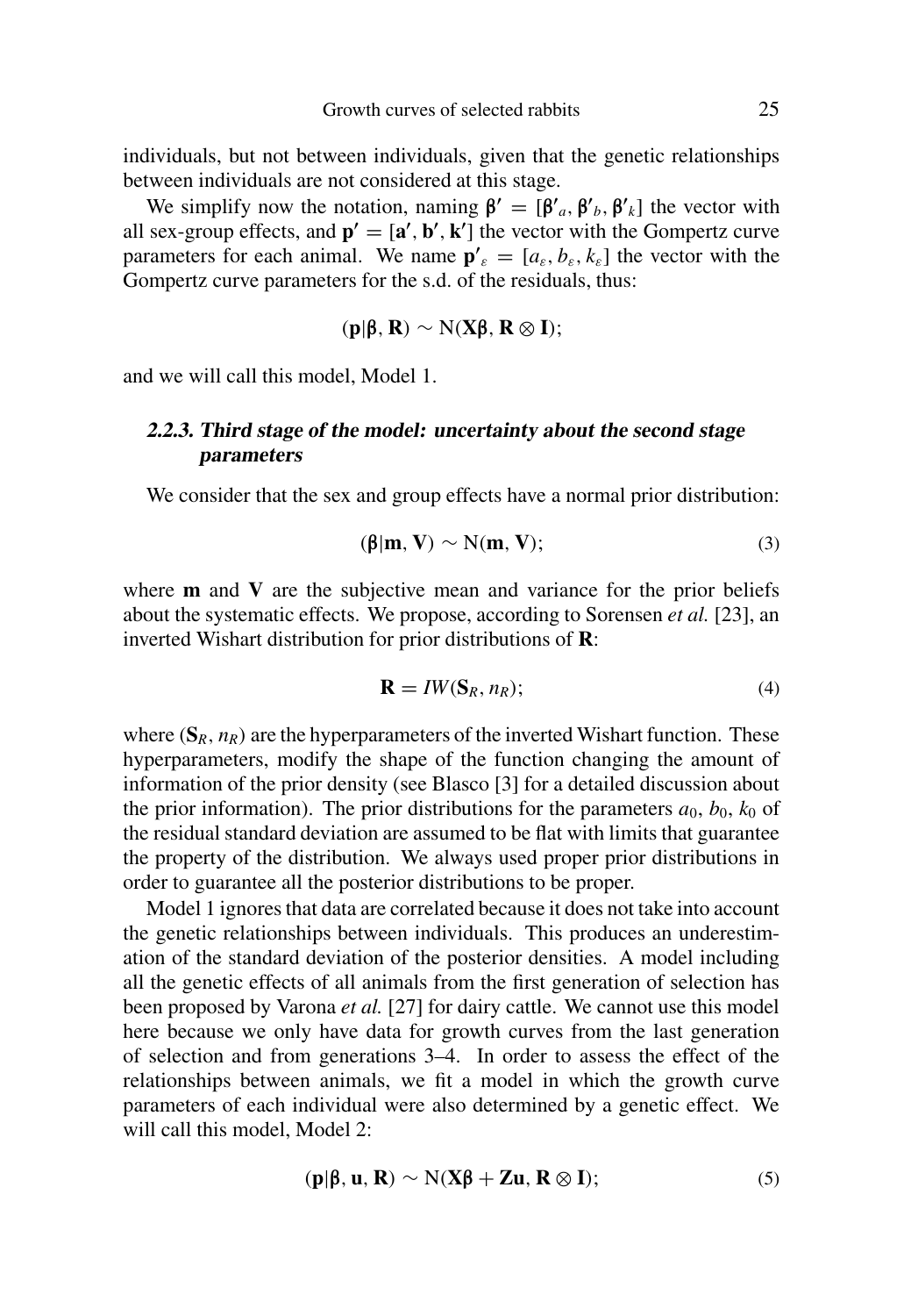individuals, but not between individuals, given that the genetic relationships between individuals are not considered at this stage.

We simplify now the notation, naming $\boldsymbol{\beta}' = [\boldsymbol{\beta}'_a, \boldsymbol{\beta}'_b, \boldsymbol{\beta}'_k]$ the vector with all sex-group effects, and $\mathbf{p}' = [\mathbf{a}', \mathbf{b}', \mathbf{k}']$ the vector with the Gompertz curve parameters for each animal. We name $\mathbf{p}'_\varepsilon = [a_\varepsilon, b_\varepsilon, k_\varepsilon]$ the vector with the Gompertz curve parameters for the s.d. of the residuals, thus:

$$(\mathbf{p}|\boldsymbol{\beta}, \mathbf{R}) \sim \mathrm{N}(\mathbf{X}\boldsymbol{\beta}, \mathbf{R} \otimes \mathbf{I});$$

and we will call this model, Model 1.

### 2.2.3. *Third stage of the model: uncertainty about the second stage parameters*

We consider that the sex and group effects have a normal prior distribution:

$$(\boldsymbol{\beta}|\mathbf{m}, \mathbf{V}) \sim \mathrm{N}(\mathbf{m}, \mathbf{V}); \tag{3}$$

where $\mathbf{m}$ and $\mathbf{V}$ are the subjective mean and variance for the prior beliefs about the systematic effects. We propose, according to Sorensen *et al.* [23], an inverted Wishart distribution for prior distributions of $\mathbf{R}$:

$$\mathbf{R} = IW(\mathbf{S}_R, n_R); \tag{4}$$

where $(\mathbf{S}_R, n_R)$ are the hyperparameters of the inverted Wishart function. These hyperparameters, modify the shape of the function changing the amount of information of the prior density (see Blasco [3] for a detailed discussion about the prior information). The prior distributions for the parameters $a_0$, $b_0$, $k_0$ of the residual standard deviation are assumed to be flat with limits that guarantee the property of the distribution. We always used proper prior distributions in order to guarantee all the posterior distributions to be proper.

Model 1 ignores that data are correlated because it does not take into account the genetic relationships between individuals. This produces an underestimation of the standard deviation of the posterior densities. A model including all the genetic effects of all animals from the first generation of selection has been proposed by Varona *et al.* [27] for dairy cattle. We cannot use this model here because we only have data for growth curves from the last generation of selection and from generations 3–4. In order to assess the effect of the relationships between animals, we fit a model in which the growth curve parameters of each individual were also determined by a genetic effect. We will call this model, Model 2:

$$(\mathbf{p}|\boldsymbol{\beta}, \mathbf{u}, \mathbf{R}) \sim \mathrm{N}(\mathbf{X}\boldsymbol{\beta} + \mathbf{Z}\mathbf{u}, \mathbf{R} \otimes \mathbf{I}); \tag{5}$$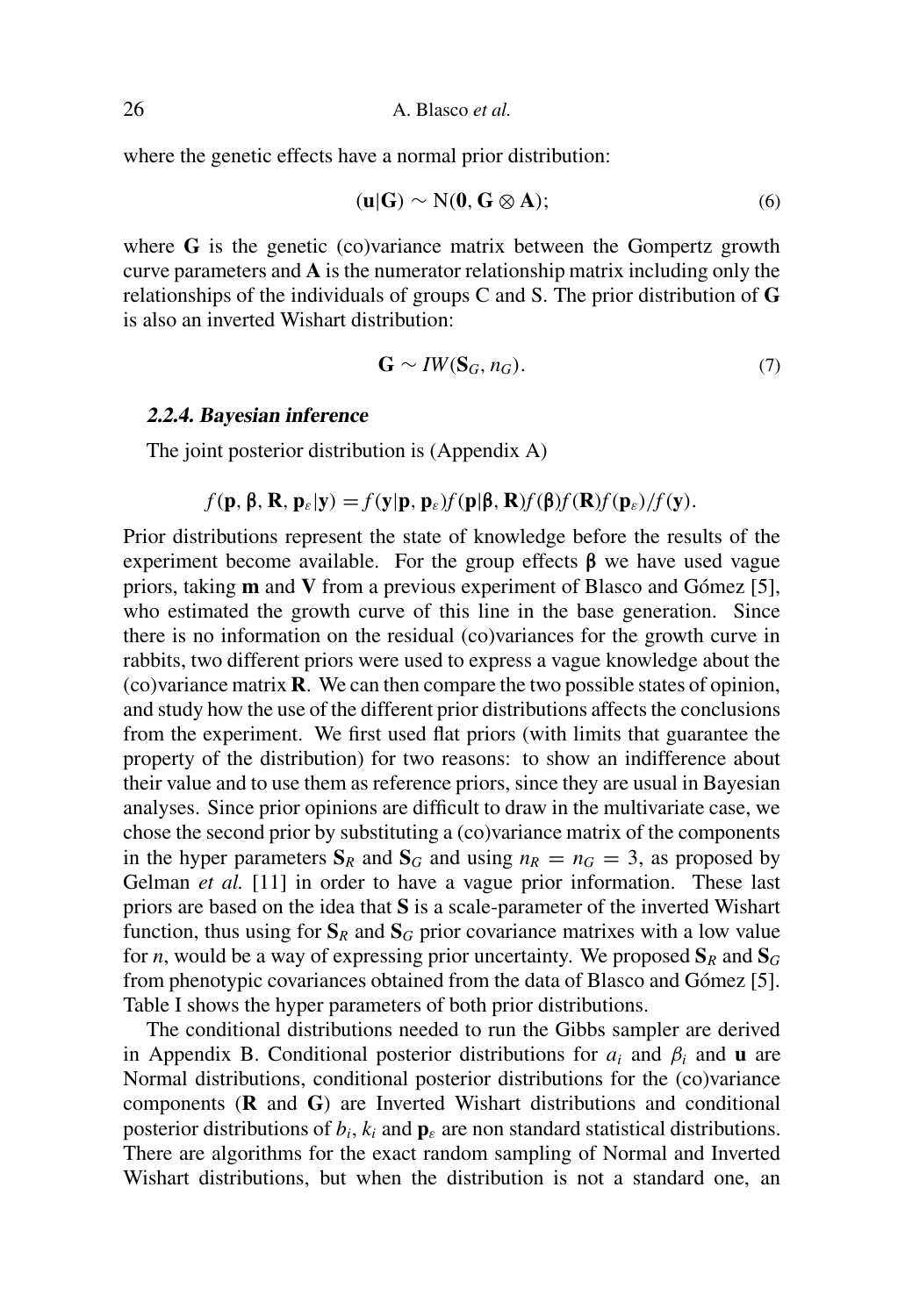where the genetic effects have a normal prior distribution:

$$(\mathbf{u}|\mathbf{G}) \sim \mathrm{N}(\mathbf{0}, \mathbf{G} \otimes \mathbf{A}); \tag{6}$$

where $\mathbf{G}$ is the genetic (co)variance matrix between the Gompertz growth curve parameters and $\mathbf{A}$ is the numerator relationship matrix including only the relationships of the individuals of groups C and S. The prior distribution of $\mathbf{G}$ is also an inverted Wishart distribution:

$$\mathbf{G} \sim IW(\mathbf{S}_G, n_G). \tag{7}$$

### 2.2.4. Bayesian inference

The joint posterior distribution is (Appendix A)

$$f(\mathbf{p}, \boldsymbol{\beta}, \mathbf{R}, \mathbf{p}_\varepsilon|\mathbf{y}) = f(\mathbf{y}|\mathbf{p}, \mathbf{p}_\varepsilon)f(\mathbf{p}|\boldsymbol{\beta}, \mathbf{R})f(\boldsymbol{\beta})f(\mathbf{R})f(\mathbf{p}_\varepsilon)/f(\mathbf{y}).$$

Prior distributions represent the state of knowledge before the results of the experiment become available. For the group effects $\boldsymbol{\beta}$ we have used vague priors, taking $\mathbf{m}$ and $\mathbf{V}$ from a previous experiment of Blasco and Gómez [5], who estimated the growth curve of this line in the base generation. Since there is no information on the residual (co)variances for the growth curve in rabbits, two different priors were used to express a vague knowledge about the (co)variance matrix $\mathbf{R}$. We can then compare the two possible states of opinion, and study how the use of the different prior distributions affects the conclusions from the experiment. We first used flat priors (with limits that guarantee the property of the distribution) for two reasons: to show an indifference about their value and to use them as reference priors, since they are usual in Bayesian analyses. Since prior opinions are difficult to draw in the multivariate case, we chose the second prior by substituting a (co)variance matrix of the components in the hyper parameters $\mathbf{S}_R$ and $\mathbf{S}_G$ and using $n_R = n_G = 3$, as proposed by Gelman *et al.* [11] in order to have a vague prior information. These last priors are based on the idea that $\mathbf{S}$ is a scale-parameter of the inverted Wishart function, thus using for $\mathbf{S}_R$ and $\mathbf{S}_G$ prior covariance matrixes with a low value for $n$, would be a way of expressing prior uncertainty. We proposed $\mathbf{S}_R$ and $\mathbf{S}_G$ from phenotypic covariances obtained from the data of Blasco and Gómez [5]. Table I shows the hyper parameters of both prior distributions.

The conditional distributions needed to run the Gibbs sampler are derived in Appendix B. Conditional posterior distributions for $a_i$ and $\beta_i$ and $\mathbf{u}$ are Normal distributions, conditional posterior distributions for the (co)variance components ($\mathbf{R}$ and $\mathbf{G}$) are Inverted Wishart distributions and conditional posterior distributions of $b_i$, $k_i$ and $\mathbf{p}_\varepsilon$ are non standard statistical distributions. There are algorithms for the exact random sampling of Normal and Inverted Wishart distributions, but when the distribution is not a standard one, an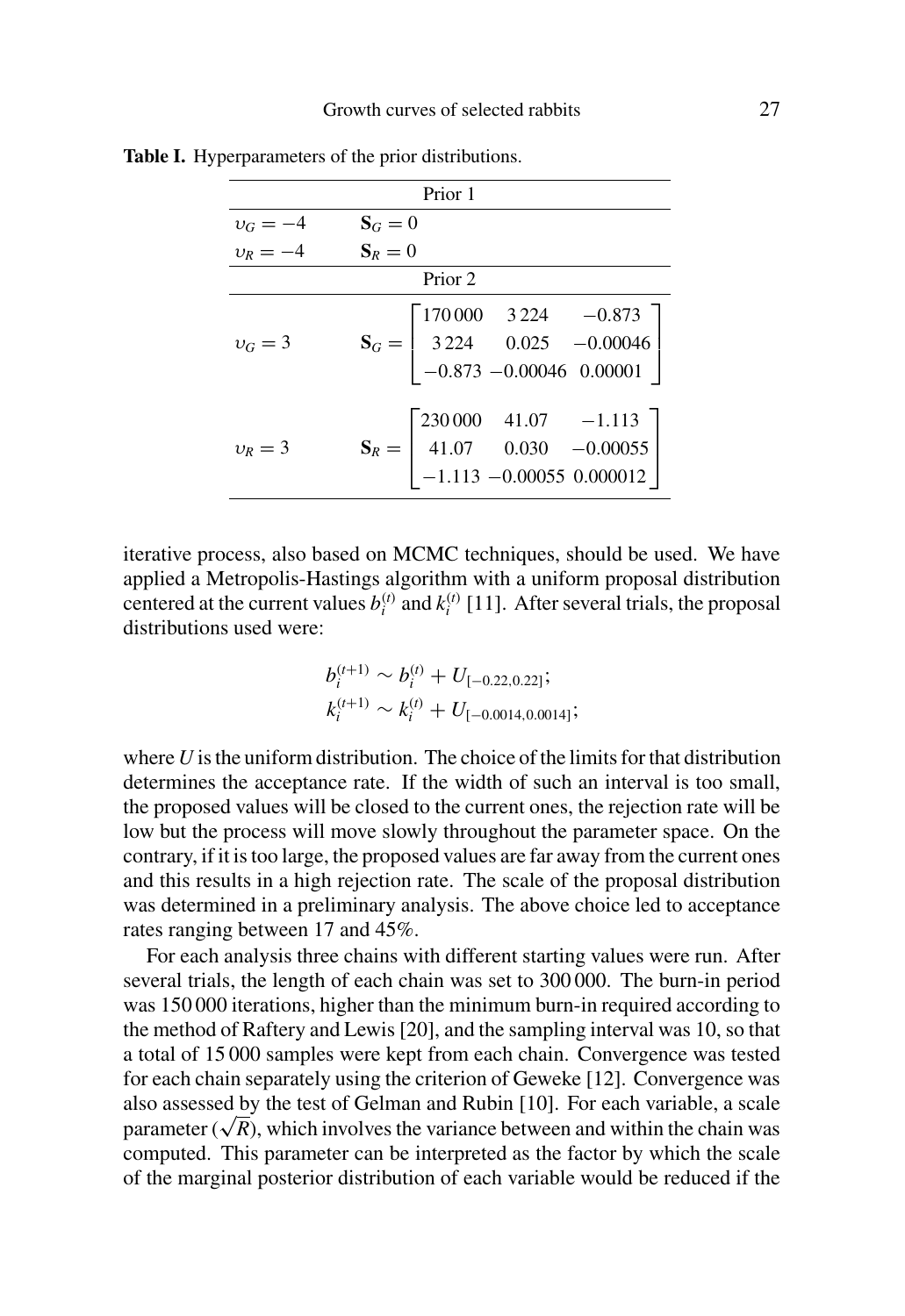**Table I.** Hyperparameters of the prior distributions.

| Prior 1 | |
|---|---|
| $\upsilon_G = -4$ | $\mathbf{S}_G = 0$ |
| $\upsilon_R = -4$ | $\mathbf{S}_R = 0$ |
| **Prior 2** | |
| $\upsilon_G = 3$ | $\mathbf{S}_G = \begin{bmatrix} 170\,000 & 3\,224 & -0.873 \\ 3\,224 & 0.025 & -0.00046 \\ -0.873 & -0.00046 & 0.00001 \end{bmatrix}$ |
| $\upsilon_R = 3$ | $\mathbf{S}_R = \begin{bmatrix} 230\,000 & 41.07 & -1.113 \\ 41.07 & 0.030 & -0.00055 \\ -1.113 & -0.00055 & 0.000012 \end{bmatrix}$ |

iterative process, also based on MCMC techniques, should be used. We have applied a Metropolis-Hastings algorithm with a uniform proposal distribution centered at the current values $b_i^{(t)}$ and $k_i^{(t)}$ [11]. After several trials, the proposal distributions used were:

$$b_i^{(t+1)} \sim b_i^{(t)} + U_{[-0.22,0.22]};$$
$$k_i^{(t+1)} \sim k_i^{(t)} + U_{[-0.0014,0.0014]};$$

where $U$ is the uniform distribution. The choice of the limits for that distribution determines the acceptance rate. If the width of such an interval is too small, the proposed values will be closed to the current ones, the rejection rate will be low but the process will move slowly throughout the parameter space. On the contrary, if it is too large, the proposed values are far away from the current ones and this results in a high rejection rate. The scale of the proposal distribution was determined in a preliminary analysis. The above choice led to acceptance rates ranging between 17 and 45%.

For each analysis three chains with different starting values were run. After several trials, the length of each chain was set to 300 000. The burn-in period was 150 000 iterations, higher than the minimum burn-in required according to the method of Raftery and Lewis [20], and the sampling interval was 10, so that a total of 15 000 samples were kept from each chain. Convergence was tested for each chain separately using the criterion of Geweke [12]. Convergence was also assessed by the test of Gelman and Rubin [10]. For each variable, a scale parameter ($\sqrt{R}$), which involves the variance between and within the chain was computed. This parameter can be interpreted as the factor by which the scale of the marginal posterior distribution of each variable would be reduced if the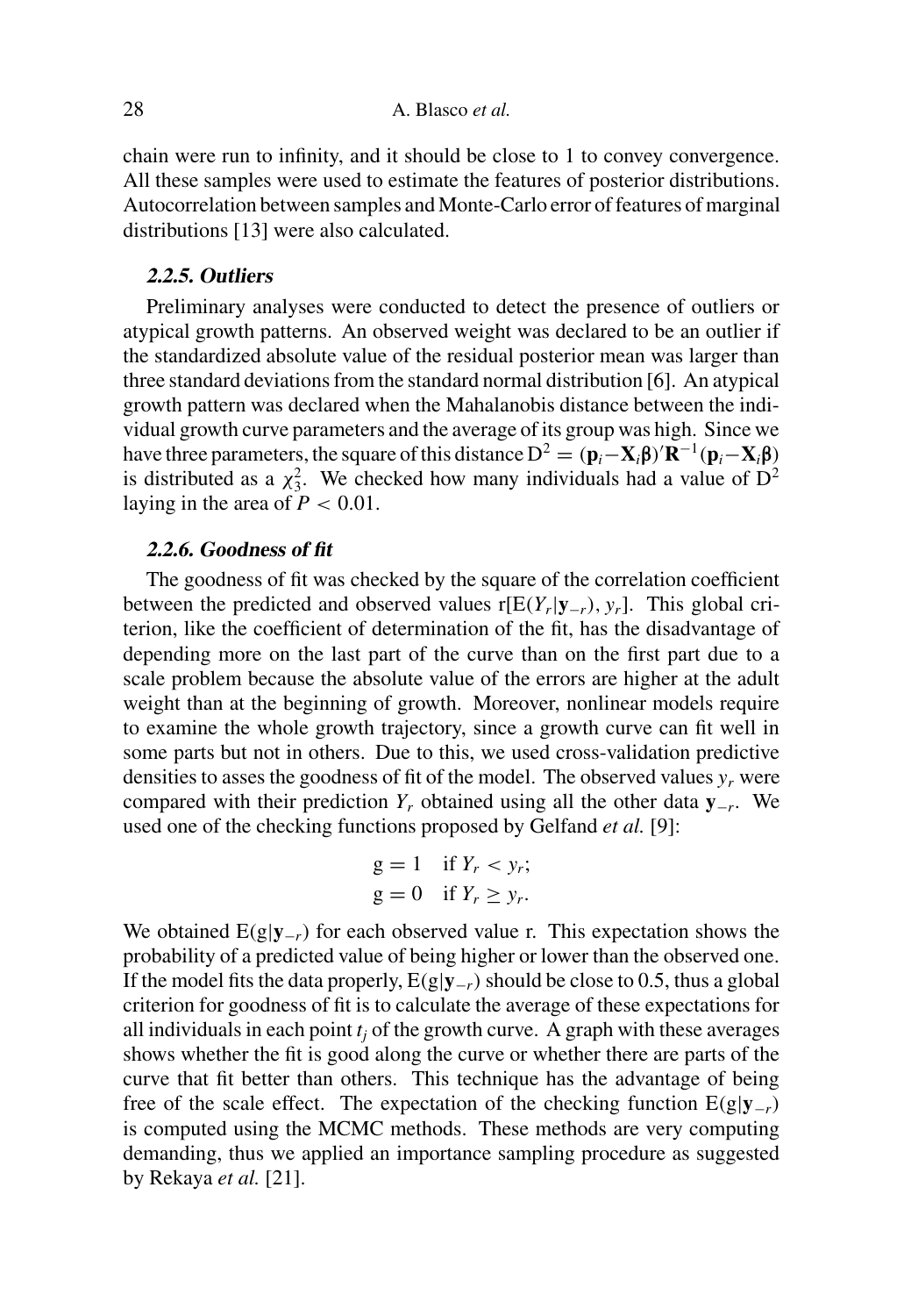chain were run to infinity, and it should be close to 1 to convey convergence. All these samples were used to estimate the features of posterior distributions. Autocorrelation between samples and Monte-Carlo error of features of marginal distributions [13] were also calculated.

#### 2.2.5. Outliers

Preliminary analyses were conducted to detect the presence of outliers or atypical growth patterns. An observed weight was declared to be an outlier if the standardized absolute value of the residual posterior mean was larger than three standard deviations from the standard normal distribution [6]. An atypical growth pattern was declared when the Mahalanobis distance between the individual growth curve parameters and the average of its group was high. Since we have three parameters, the square of this distance $D^2 = (\mathbf{p}_i - \mathbf{X}_i\boldsymbol{\beta})'\mathbf{R}^{-1}(\mathbf{p}_i - \mathbf{X}_i\boldsymbol{\beta})$ is distributed as a $\chi^2_3$. We checked how many individuals had a value of $D^2$ laying in the area of $P < 0.01$.

#### 2.2.6. Goodness of fit

The goodness of fit was checked by the square of the correlation coefficient between the predicted and observed values $r[E(Y_r|\mathbf{y}_{-r}), y_r]$. This global criterion, like the coefficient of determination of the fit, has the disadvantage of depending more on the last part of the curve than on the first part due to a scale problem because the absolute value of the errors are higher at the adult weight than at the beginning of growth. Moreover, nonlinear models require to examine the whole growth trajectory, since a growth curve can fit well in some parts but not in others. Due to this, we used cross-validation predictive densities to asses the goodness of fit of the model. The observed values $y_r$ were compared with their prediction $Y_r$ obtained using all the other data $\mathbf{y}_{-r}$. We used one of the checking functions proposed by Gelfand *et al.* [9]:

$$
\begin{aligned}
g &= 1 \quad \text{if } Y_r < y_r; \\
g &= 0 \quad \text{if } Y_r \geq y_r.
\end{aligned}
$$

We obtained $E(g|\mathbf{y}_{-r})$ for each observed value r. This expectation shows the probability of a predicted value of being higher or lower than the observed one. If the model fits the data properly, $E(g|\mathbf{y}_{-r})$ should be close to 0.5, thus a global criterion for goodness of fit is to calculate the average of these expectations for all individuals in each point $t_j$ of the growth curve. A graph with these averages shows whether the fit is good along the curve or whether there are parts of the curve that fit better than others. This technique has the advantage of being free of the scale effect. The expectation of the checking function $E(g|\mathbf{y}_{-r})$ is computed using the MCMC methods. These methods are very computing demanding, thus we applied an importance sampling procedure as suggested by Rekaya *et al.* [21].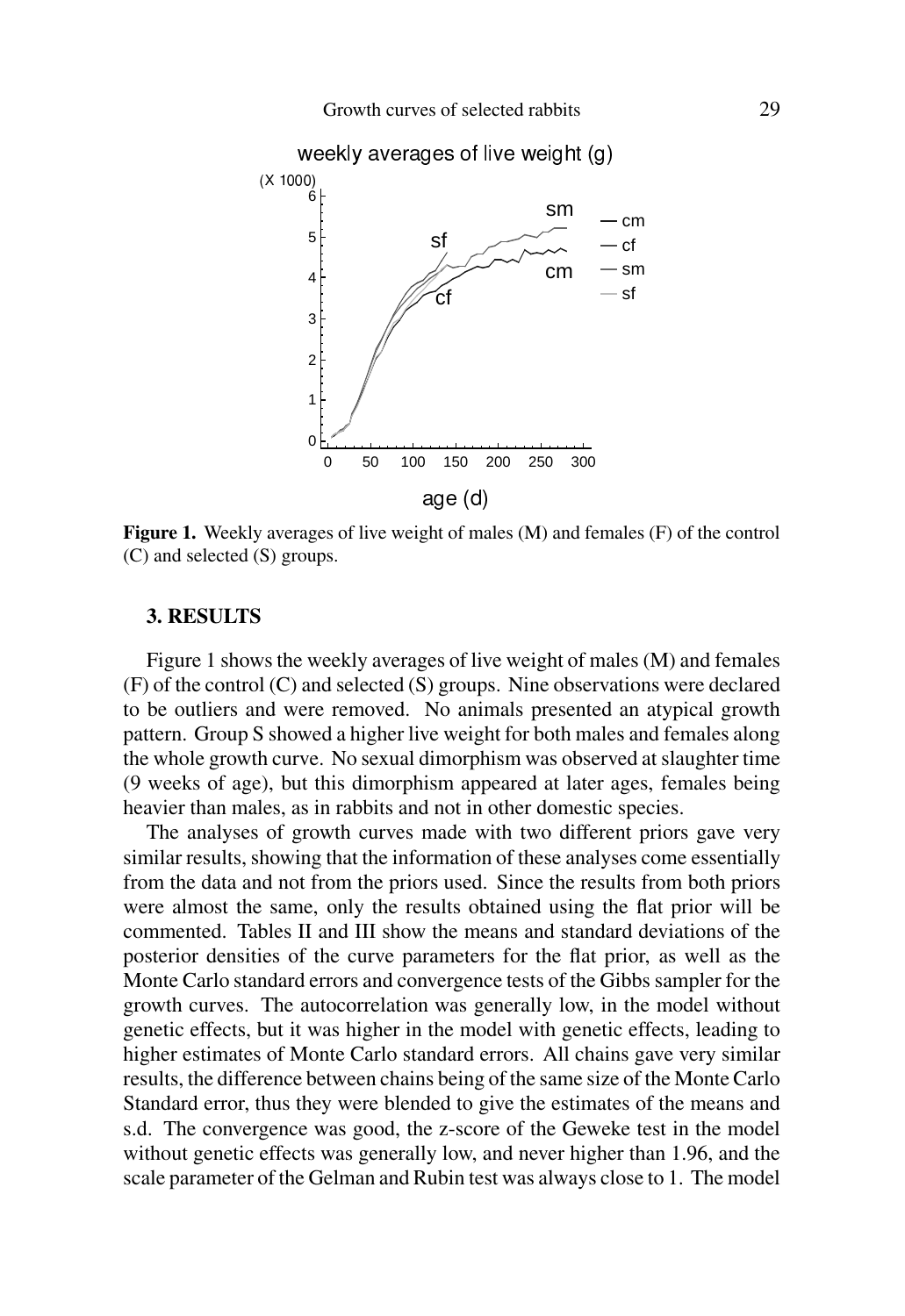**Figure 1.** Weekly averages of live weight of males (M) and females (F) of the control (C) and selected (S) groups.

### 3. RESULTS

Figure 1 shows the weekly averages of live weight of males (M) and females (F) of the control (C) and selected (S) groups. Nine observations were declared to be outliers and were removed. No animals presented an atypical growth pattern. Group S showed a higher live weight for both males and females along the whole growth curve. No sexual dimorphism was observed at slaughter time (9 weeks of age), but this dimorphism appeared at later ages, females being heavier than males, as in rabbits and not in other domestic species.

The analyses of growth curves made with two different priors gave very similar results, showing that the information of these analyses come essentially from the data and not from the priors used. Since the results from both priors were almost the same, only the results obtained using the flat prior will be commented. Tables II and III show the means and standard deviations of the posterior densities of the curve parameters for the flat prior, as well as the Monte Carlo standard errors and convergence tests of the Gibbs sampler for the growth curves. The autocorrelation was generally low, in the model without genetic effects, but it was higher in the model with genetic effects, leading to higher estimates of Monte Carlo standard errors. All chains gave very similar results, the difference between chains being of the same size of the Monte Carlo Standard error, thus they were blended to give the estimates of the means and s.d. The convergence was good, the z-score of the Geweke test in the model without genetic effects was generally low, and never higher than 1.96, and the scale parameter of the Gelman and Rubin test was always close to 1. The model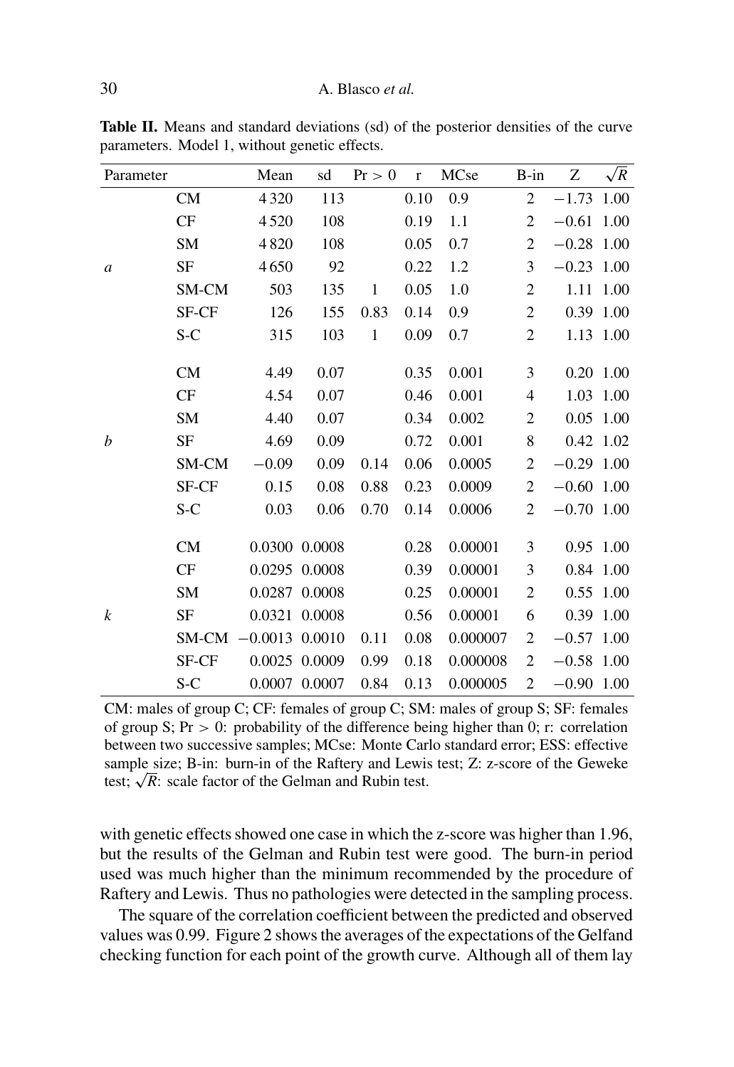**Table II.** Means and standard deviations (sd) of the posterior densities of the curve parameters. Model 1, without genetic effects.

| Parameter | | Mean | sd | Pr > 0 | r | MCse | B-in | Z | $\sqrt{R}$ |
|---|---|---|---|---|---|---|---|---|---|
| | CM | 4 320 | 113 | | 0.10 | 0.9 | 2 | −1.73 | 1.00 |
| | CF | 4 520 | 108 | | 0.19 | 1.1 | 2 | −0.61 | 1.00 |
| | SM | 4 820 | 108 | | 0.05 | 0.7 | 2 | −0.28 | 1.00 |
| *a* | SF | 4 650 | 92 | | 0.22 | 1.2 | 3 | −0.23 | 1.00 |
| | SM-CM | 503 | 135 | 1 | 0.05 | 1.0 | 2 | 1.11 | 1.00 |
| | SF-CF | 126 | 155 | 0.83 | 0.14 | 0.9 | 2 | 0.39 | 1.00 |
| | S-C | 315 | 103 | 1 | 0.09 | 0.7 | 2 | 1.13 | 1.00 |
| | CM | 4.49 | 0.07 | | 0.35 | 0.001 | 3 | 0.20 | 1.00 |
| | CF | 4.54 | 0.07 | | 0.46 | 0.001 | 4 | 1.03 | 1.00 |
| | SM | 4.40 | 0.07 | | 0.34 | 0.002 | 2 | 0.05 | 1.00 |
| *b* | SF | 4.69 | 0.09 | | 0.72 | 0.001 | 8 | 0.42 | 1.02 |
| | SM-CM | −0.09 | 0.09 | 0.14 | 0.06 | 0.0005 | 2 | −0.29 | 1.00 |
| | SF-CF | 0.15 | 0.08 | 0.88 | 0.23 | 0.0009 | 2 | −0.60 | 1.00 |
| | S-C | 0.03 | 0.06 | 0.70 | 0.14 | 0.0006 | 2 | −0.70 | 1.00 |
| | CM | 0.0300 | 0.0008 | | 0.28 | 0.00001 | 3 | 0.95 | 1.00 |
| | CF | 0.0295 | 0.0008 | | 0.39 | 0.00001 | 3 | 0.84 | 1.00 |
| | SM | 0.0287 | 0.0008 | | 0.25 | 0.00001 | 2 | 0.55 | 1.00 |
| *k* | SF | 0.0321 | 0.0008 | | 0.56 | 0.00001 | 6 | 0.39 | 1.00 |
| | SM-CM | −0.0013 | 0.0010 | 0.11 | 0.08 | 0.000007 | 2 | −0.57 | 1.00 |
| | SF-CF | 0.0025 | 0.0009 | 0.99 | 0.18 | 0.000008 | 2 | −0.58 | 1.00 |
| | S-C | 0.0007 | 0.0007 | 0.84 | 0.13 | 0.000005 | 2 | −0.90 | 1.00 |

CM: males of group C; CF: females of group C; SM: males of group S; SF: females of group S; Pr > 0: probability of the difference being higher than 0; r: correlation between two successive samples; MCse: Monte Carlo standard error; ESS: effective sample size; B-in: burn-in of the Raftery and Lewis test; Z: z-score of the Geweke test; $\sqrt{R}$: scale factor of the Gelman and Rubin test.

with genetic effects showed one case in which the z-score was higher than 1.96, but the results of the Gelman and Rubin test were good. The burn-in period used was much higher than the minimum recommended by the procedure of Raftery and Lewis. Thus no pathologies were detected in the sampling process.

The square of the correlation coefficient between the predicted and observed values was 0.99. Figure 2 shows the averages of the expectations of the Gelfand checking function for each point of the growth curve. Although all of them lay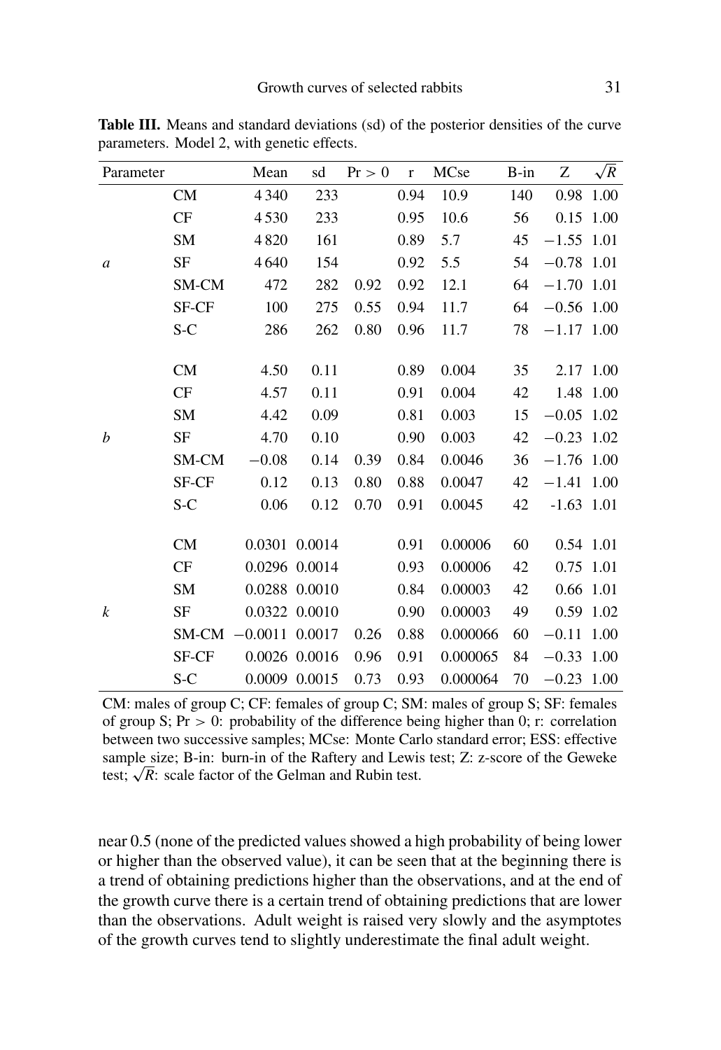**Table III.** Means and standard deviations (sd) of the posterior densities of the curve parameters. Model 2, with genetic effects.

| Parameter | | Mean | sd | Pr > 0 | r | MCse | B-in | Z | $\sqrt{R}$ |
|---|---|---|---|---|---|---|---|---|---|
| | CM | 4 340 | 233 | | 0.94 | 10.9 | 140 | 0.98 | 1.00 |
| | CF | 4 530 | 233 | | 0.95 | 10.6 | 56 | 0.15 | 1.00 |
| | SM | 4 820 | 161 | | 0.89 | 5.7 | 45 | −1.55 | 1.01 |
| *a* | SF | 4 640 | 154 | | 0.92 | 5.5 | 54 | −0.78 | 1.01 |
| | SM-CM | 472 | 282 | 0.92 | 0.92 | 12.1 | 64 | −1.70 | 1.01 |
| | SF-CF | 100 | 275 | 0.55 | 0.94 | 11.7 | 64 | −0.56 | 1.00 |
| | S-C | 286 | 262 | 0.80 | 0.96 | 11.7 | 78 | −1.17 | 1.00 |
| | CM | 4.50 | 0.11 | | 0.89 | 0.004 | 35 | 2.17 | 1.00 |
| | CF | 4.57 | 0.11 | | 0.91 | 0.004 | 42 | 1.48 | 1.00 |
| | SM | 4.42 | 0.09 | | 0.81 | 0.003 | 15 | −0.05 | 1.02 |
| *b* | SF | 4.70 | 0.10 | | 0.90 | 0.003 | 42 | −0.23 | 1.02 |
| | SM-CM | −0.08 | 0.14 | 0.39 | 0.84 | 0.0046 | 36 | −1.76 | 1.00 |
| | SF-CF | 0.12 | 0.13 | 0.80 | 0.88 | 0.0047 | 42 | −1.41 | 1.00 |
| | S-C | 0.06 | 0.12 | 0.70 | 0.91 | 0.0045 | 42 | -1.63 | 1.01 |
| | CM | 0.0301 | 0.0014 | | 0.91 | 0.00006 | 60 | 0.54 | 1.01 |
| | CF | 0.0296 | 0.0014 | | 0.93 | 0.00006 | 42 | 0.75 | 1.01 |
| | SM | 0.0288 | 0.0010 | | 0.84 | 0.00003 | 42 | 0.66 | 1.01 |
| *k* | SF | 0.0322 | 0.0010 | | 0.90 | 0.00003 | 49 | 0.59 | 1.02 |
| | SM-CM | −0.0011 | 0.0017 | 0.26 | 0.88 | 0.000066 | 60 | −0.11 | 1.00 |
| | SF-CF | 0.0026 | 0.0016 | 0.96 | 0.91 | 0.000065 | 84 | −0.33 | 1.00 |
| | S-C | 0.0009 | 0.0015 | 0.73 | 0.93 | 0.000064 | 70 | −0.23 | 1.00 |

CM: males of group C; CF: females of group C; SM: males of group S; SF: females of group S; Pr > 0: probability of the difference being higher than 0; r: correlation between two successive samples; MCse: Monte Carlo standard error; ESS: effective sample size; B-in: burn-in of the Raftery and Lewis test; Z: z-score of the Geweke test; $\sqrt{R}$: scale factor of the Gelman and Rubin test.

near 0.5 (none of the predicted values showed a high probability of being lower or higher than the observed value), it can be seen that at the beginning there is a trend of obtaining predictions higher than the observations, and at the end of the growth curve there is a certain trend of obtaining predictions that are lower than the observations. Adult weight is raised very slowly and the asymptotes of the growth curves tend to slightly underestimate the final adult weight.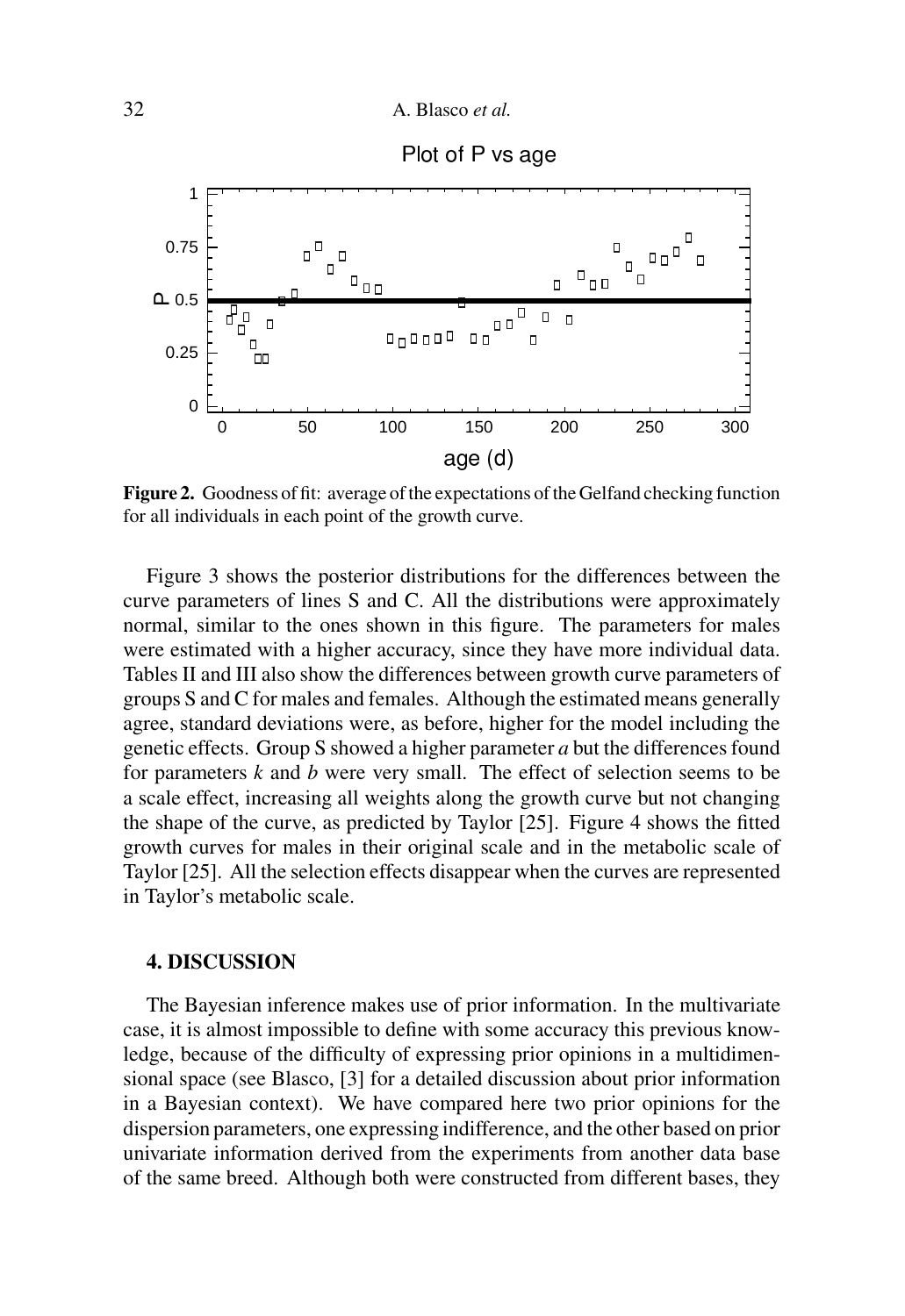**Figure 2.** Goodness of fit: average of the expectations of the Gelfand checking function for all individuals in each point of the growth curve.

Figure 3 shows the posterior distributions for the differences between the curve parameters of lines S and C. All the distributions were approximately normal, similar to the ones shown in this figure. The parameters for males were estimated with a higher accuracy, since they have more individual data. Tables II and III also show the differences between growth curve parameters of groups S and C for males and females. Although the estimated means generally agree, standard deviations were, as before, higher for the model including the genetic effects. Group S showed a higher parameter $a$ but the differences found for parameters $k$ and $b$ were very small. The effect of selection seems to be a scale effect, increasing all weights along the growth curve but not changing the shape of the curve, as predicted by Taylor [25]. Figure 4 shows the fitted growth curves for males in their original scale and in the metabolic scale of Taylor [25]. All the selection effects disappear when the curves are represented in Taylor's metabolic scale.

## 4. DISCUSSION

The Bayesian inference makes use of prior information. In the multivariate case, it is almost impossible to define with some accuracy this previous knowledge, because of the difficulty of expressing prior opinions in a multidimensional space (see Blasco, [3] for a detailed discussion about prior information in a Bayesian context). We have compared here two prior opinions for the dispersion parameters, one expressing indifference, and the other based on prior univariate information derived from the experiments from another data base of the same breed. Although both were constructed from different bases, they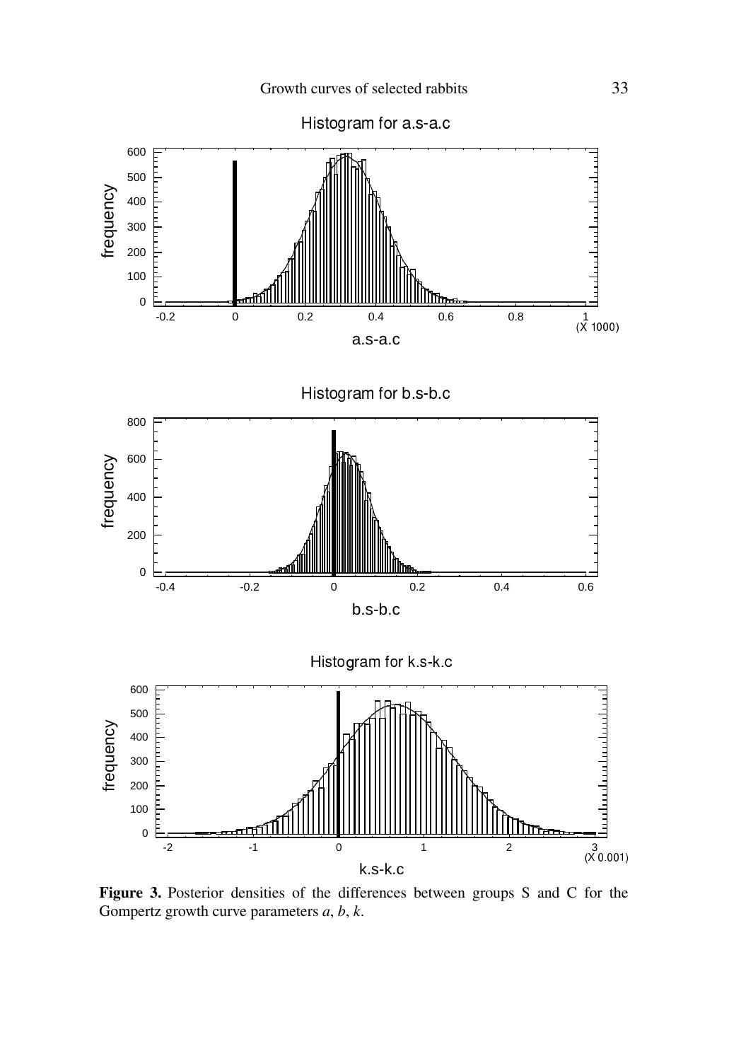**Figure 3.** Posterior densities of the differences between groups S and C for the Gompertz growth curve parameters *a*, *b*, *k*.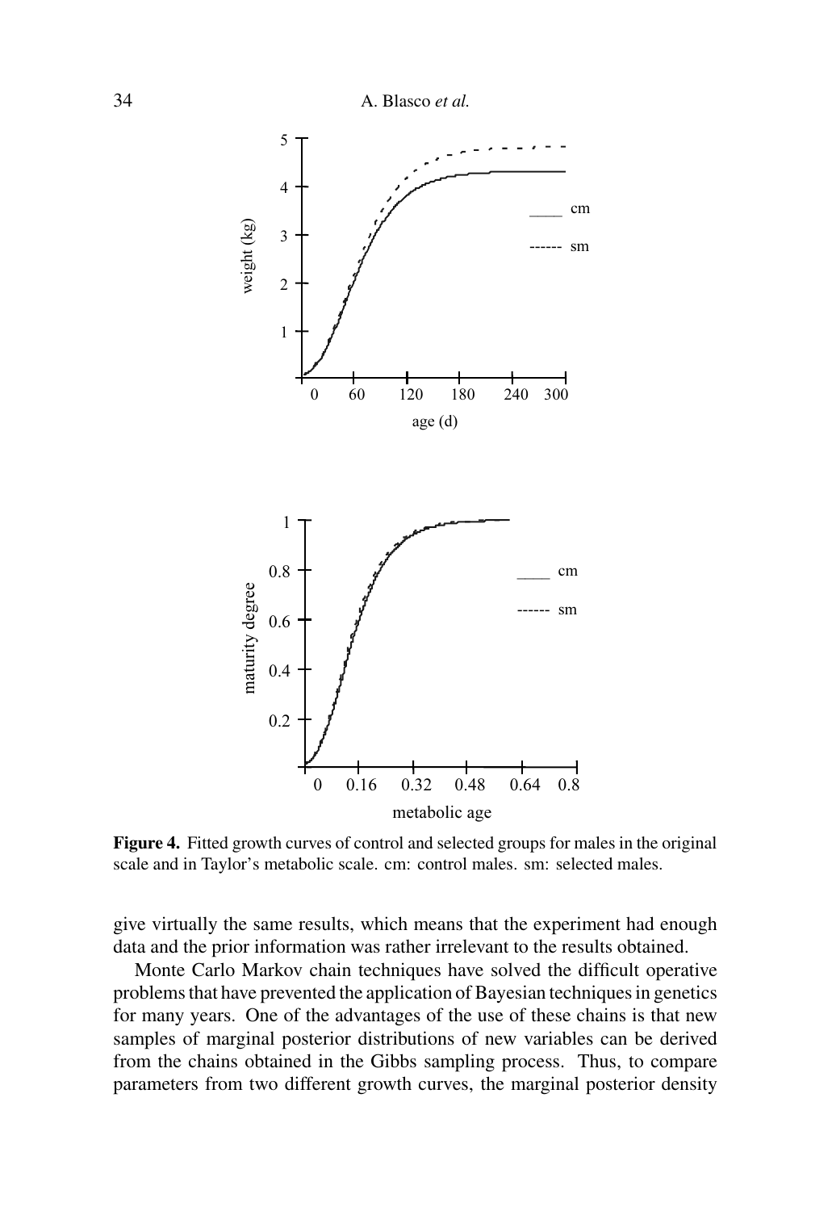**Figure 4.** Fitted growth curves of control and selected groups for males in the original scale and in Taylor's metabolic scale. cm: control males. sm: selected males.

give virtually the same results, which means that the experiment had enough data and the prior information was rather irrelevant to the results obtained.

Monte Carlo Markov chain techniques have solved the difficult operative problems that have prevented the application of Bayesian techniques in genetics for many years. One of the advantages of the use of these chains is that new samples of marginal posterior distributions of new variables can be derived from the chains obtained in the Gibbs sampling process. Thus, to compare parameters from two different growth curves, the marginal posterior density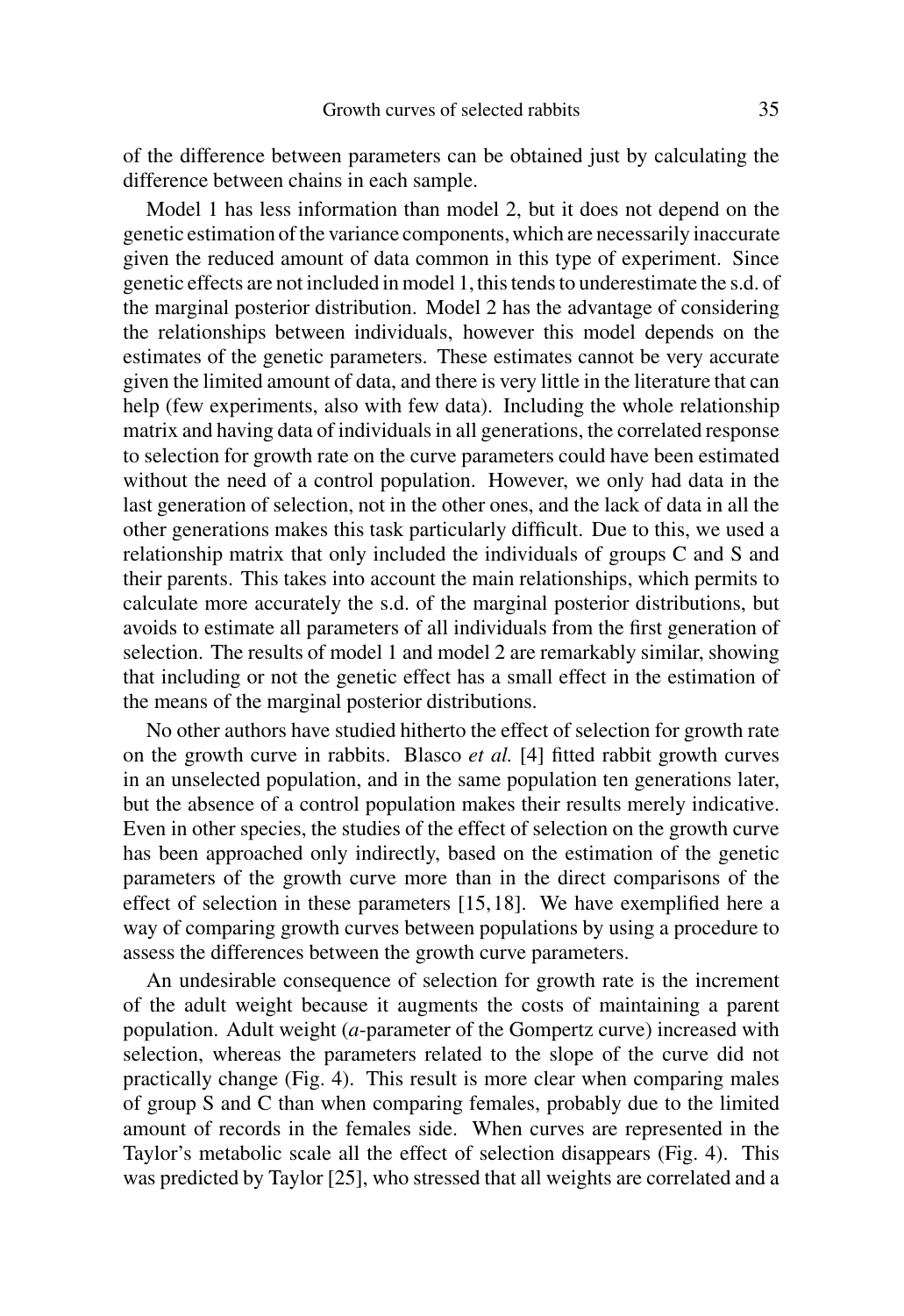of the difference between parameters can be obtained just by calculating the difference between chains in each sample.

Model 1 has less information than model 2, but it does not depend on the genetic estimation of the variance components, which are necessarily inaccurate given the reduced amount of data common in this type of experiment. Since genetic effects are not included in model 1, this tends to underestimate the s.d. of the marginal posterior distribution. Model 2 has the advantage of considering the relationships between individuals, however this model depends on the estimates of the genetic parameters. These estimates cannot be very accurate given the limited amount of data, and there is very little in the literature that can help (few experiments, also with few data). Including the whole relationship matrix and having data of individuals in all generations, the correlated response to selection for growth rate on the curve parameters could have been estimated without the need of a control population. However, we only had data in the last generation of selection, not in the other ones, and the lack of data in all the other generations makes this task particularly difficult. Due to this, we used a relationship matrix that only included the individuals of groups C and S and their parents. This takes into account the main relationships, which permits to calculate more accurately the s.d. of the marginal posterior distributions, but avoids to estimate all parameters of all individuals from the first generation of selection. The results of model 1 and model 2 are remarkably similar, showing that including or not the genetic effect has a small effect in the estimation of the means of the marginal posterior distributions.

No other authors have studied hitherto the effect of selection for growth rate on the growth curve in rabbits. Blasco *et al.* [4] fitted rabbit growth curves in an unselected population, and in the same population ten generations later, but the absence of a control population makes their results merely indicative. Even in other species, the studies of the effect of selection on the growth curve has been approached only indirectly, based on the estimation of the genetic parameters of the growth curve more than in the direct comparisons of the effect of selection in these parameters [15, 18]. We have exemplified here a way of comparing growth curves between populations by using a procedure to assess the differences between the growth curve parameters.

An undesirable consequence of selection for growth rate is the increment of the adult weight because it augments the costs of maintaining a parent population. Adult weight ($a$-parameter of the Gompertz curve) increased with selection, whereas the parameters related to the slope of the curve did not practically change (Fig. 4). This result is more clear when comparing males of group S and C than when comparing females, probably due to the limited amount of records in the females side. When curves are represented in the Taylor's metabolic scale all the effect of selection disappears (Fig. 4). This was predicted by Taylor [25], who stressed that all weights are correlated and a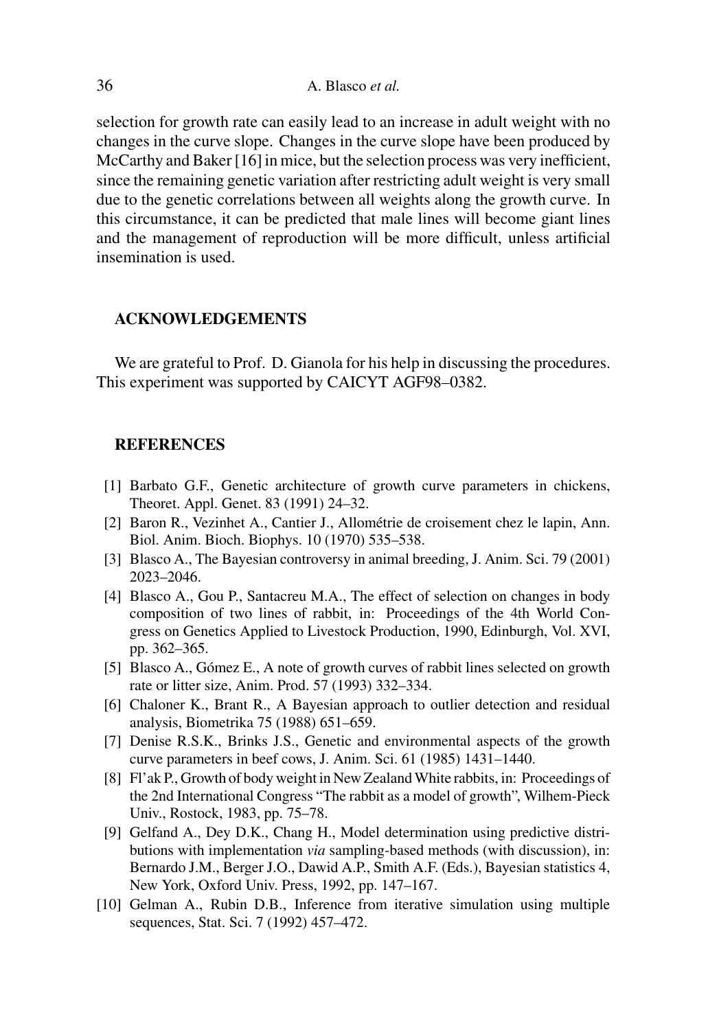selection for growth rate can easily lead to an increase in adult weight with no changes in the curve slope. Changes in the curve slope have been produced by McCarthy and Baker [16] in mice, but the selection process was very inefficient, since the remaining genetic variation after restricting adult weight is very small due to the genetic correlations between all weights along the growth curve. In this circumstance, it can be predicted that male lines will become giant lines and the management of reproduction will be more difficult, unless artificial insemination is used.

## ACKNOWLEDGEMENTS

We are grateful to Prof. D. Gianola for his help in discussing the procedures. This experiment was supported by CAICYT AGF98–0382.

## REFERENCES

[1] Barbato G.F., Genetic architecture of growth curve parameters in chickens, Theoret. Appl. Genet. 83 (1991) 24–32.

[2] Baron R., Vezinhet A., Cantier J., Allométrie de croisement chez le lapin, Ann. Biol. Anim. Bioch. Biophys. 10 (1970) 535–538.

[3] Blasco A., The Bayesian controversy in animal breeding, J. Anim. Sci. 79 (2001) 2023–2046.

[4] Blasco A., Gou P., Santacreu M.A., The effect of selection on changes in body composition of two lines of rabbit, in: Proceedings of the 4th World Congress on Genetics Applied to Livestock Production, 1990, Edinburgh, Vol. XVI, pp. 362–365.

[5] Blasco A., Gómez E., A note of growth curves of rabbit lines selected on growth rate or litter size, Anim. Prod. 57 (1993) 332–334.

[6] Chaloner K., Brant R., A Bayesian approach to outlier detection and residual analysis, Biometrika 75 (1988) 651–659.

[7] Denise R.S.K., Brinks J.S., Genetic and environmental aspects of the growth curve parameters in beef cows, J. Anim. Sci. 61 (1985) 1431–1440.

[8] Fl'ak P., Growth of body weight in New Zealand White rabbits, in: Proceedings of the 2nd International Congress "The rabbit as a model of growth", Wilhem-Pieck Univ., Rostock, 1983, pp. 75–78.

[9] Gelfand A., Dey D.K., Chang H., Model determination using predictive distributions with implementation *via* sampling-based methods (with discussion), in: Bernardo J.M., Berger J.O., Dawid A.P., Smith A.F. (Eds.), Bayesian statistics 4, New York, Oxford Univ. Press, 1992, pp. 147–167.

[10] Gelman A., Rubin D.B., Inference from iterative simulation using multiple sequences, Stat. Sci. 7 (1992) 457–472.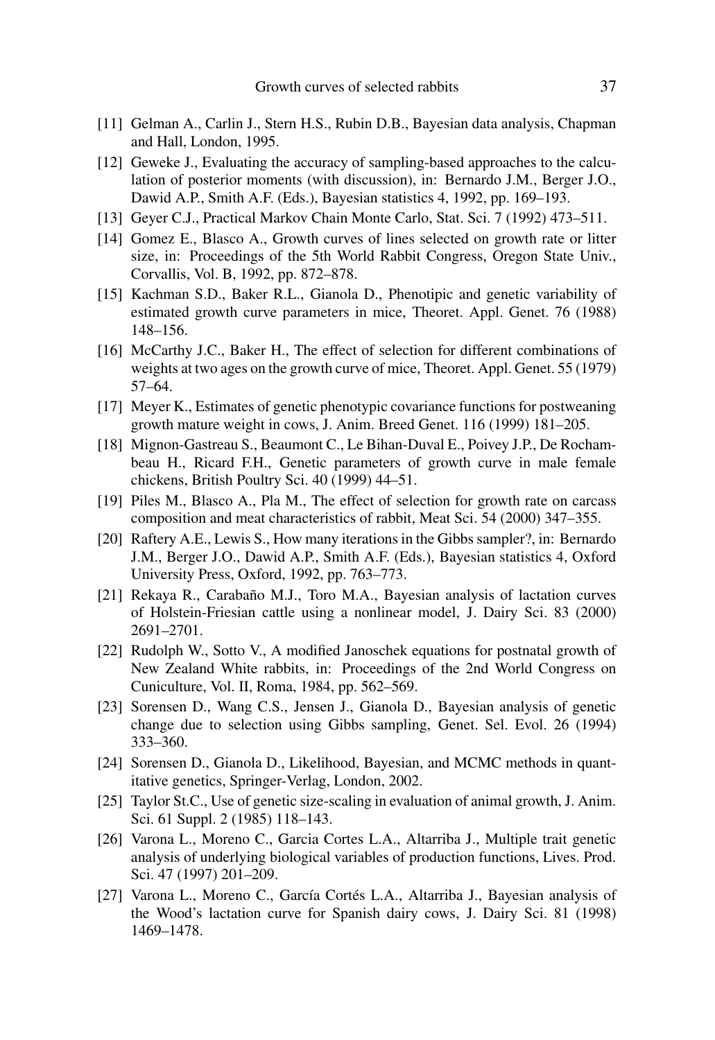[11] Gelman A., Carlin J., Stern H.S., Rubin D.B., Bayesian data analysis, Chapman and Hall, London, 1995.

[12] Geweke J., Evaluating the accuracy of sampling-based approaches to the calculation of posterior moments (with discussion), in: Bernardo J.M., Berger J.O., Dawid A.P., Smith A.F. (Eds.), Bayesian statistics 4, 1992, pp. 169–193.

[13] Geyer C.J., Practical Markov Chain Monte Carlo, Stat. Sci. 7 (1992) 473–511.

[14] Gomez E., Blasco A., Growth curves of lines selected on growth rate or litter size, in: Proceedings of the 5th World Rabbit Congress, Oregon State Univ., Corvallis, Vol. B, 1992, pp. 872–878.

[15] Kachman S.D., Baker R.L., Gianola D., Phenotipic and genetic variability of estimated growth curve parameters in mice, Theoret. Appl. Genet. 76 (1988) 148–156.

[16] McCarthy J.C., Baker H., The effect of selection for different combinations of weights at two ages on the growth curve of mice, Theoret. Appl. Genet. 55 (1979) 57–64.

[17] Meyer K., Estimates of genetic phenotypic covariance functions for postweaning growth mature weight in cows, J. Anim. Breed Genet. 116 (1999) 181–205.

[18] Mignon-Gastreau S., Beaumont C., Le Bihan-Duval E., Poivey J.P., De Rochambeau H., Ricard F.H., Genetic parameters of growth curve in male female chickens, British Poultry Sci. 40 (1999) 44–51.

[19] Piles M., Blasco A., Pla M., The effect of selection for growth rate on carcass composition and meat characteristics of rabbit, Meat Sci. 54 (2000) 347–355.

[20] Raftery A.E., Lewis S., How many iterations in the Gibbs sampler?, in: Bernardo J.M., Berger J.O., Dawid A.P., Smith A.F. (Eds.), Bayesian statistics 4, Oxford University Press, Oxford, 1992, pp. 763–773.

[21] Rekaya R., Carabaño M.J., Toro M.A., Bayesian analysis of lactation curves of Holstein-Friesian cattle using a nonlinear model, J. Dairy Sci. 83 (2000) 2691–2701.

[22] Rudolph W., Sotto V., A modified Janoschek equations for postnatal growth of New Zealand White rabbits, in: Proceedings of the 2nd World Congress on Cuniculture, Vol. II, Roma, 1984, pp. 562–569.

[23] Sorensen D., Wang C.S., Jensen J., Gianola D., Bayesian analysis of genetic change due to selection using Gibbs sampling, Genet. Sel. Evol. 26 (1994) 333–360.

[24] Sorensen D., Gianola D., Likelihood, Bayesian, and MCMC methods in quantitative genetics, Springer-Verlag, London, 2002.

[25] Taylor St.C., Use of genetic size-scaling in evaluation of animal growth, J. Anim. Sci. 61 Suppl. 2 (1985) 118–143.

[26] Varona L., Moreno C., Garcia Cortes L.A., Altarriba J., Multiple trait genetic analysis of underlying biological variables of production functions, Lives. Prod. Sci. 47 (1997) 201–209.

[27] Varona L., Moreno C., García Cortés L.A., Altarriba J., Bayesian analysis of the Wood's lactation curve for Spanish dairy cows, J. Dairy Sci. 81 (1998) 1469–1478.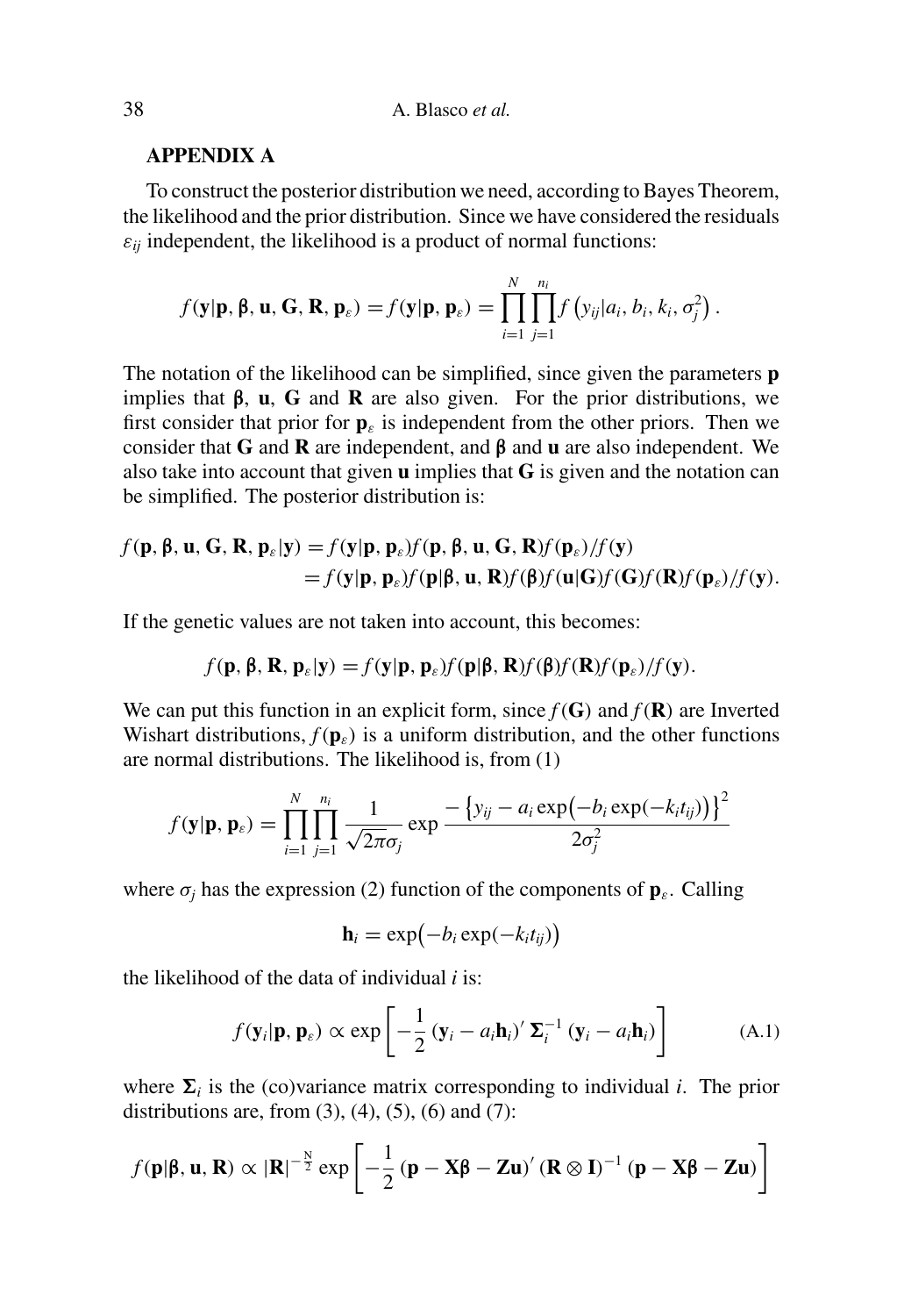## APPENDIX A

To construct the posterior distribution we need, according to Bayes Theorem, the likelihood and the prior distribution. Since we have considered the residuals $\varepsilon_{ij}$ independent, the likelihood is a product of normal functions:

$$f(\mathbf{y}|\mathbf{p}, \boldsymbol{\beta}, \mathbf{u}, \mathbf{G}, \mathbf{R}, \mathbf{p}_\varepsilon) = f(\mathbf{y}|\mathbf{p}, \mathbf{p}_\varepsilon) = \prod_{i=1}^{N} \prod_{j=1}^{n_i} f\left(y_{ij}|a_i, b_i, k_i, \sigma_j^2\right).$$

The notation of the likelihood can be simplified, since given the parameters $\mathbf{p}$ implies that $\boldsymbol{\beta}$, $\mathbf{u}$, $\mathbf{G}$ and $\mathbf{R}$ are also given. For the prior distributions, we first consider that prior for $\mathbf{p}_\varepsilon$ is independent from the other priors. Then we consider that $\mathbf{G}$ and $\mathbf{R}$ are independent, and $\boldsymbol{\beta}$ and $\mathbf{u}$ are also independent. We also take into account that given $\mathbf{u}$ implies that $\mathbf{G}$ is given and the notation can be simplified. The posterior distribution is:

$$\begin{aligned} f(\mathbf{p}, \boldsymbol{\beta}, \mathbf{u}, \mathbf{G}, \mathbf{R}, \mathbf{p}_\varepsilon|\mathbf{y}) &= f(\mathbf{y}|\mathbf{p}, \mathbf{p}_\varepsilon) f(\mathbf{p}, \boldsymbol{\beta}, \mathbf{u}, \mathbf{G}, \mathbf{R}) f(\mathbf{p}_\varepsilon)/f(\mathbf{y}) \\ &= f(\mathbf{y}|\mathbf{p}, \mathbf{p}_\varepsilon) f(\mathbf{p}|\boldsymbol{\beta}, \mathbf{u}, \mathbf{R}) f(\boldsymbol{\beta}) f(\mathbf{u}|\mathbf{G}) f(\mathbf{G}) f(\mathbf{R}) f(\mathbf{p}_\varepsilon)/f(\mathbf{y}). \end{aligned}$$

If the genetic values are not taken into account, this becomes:

$$f(\mathbf{p}, \boldsymbol{\beta}, \mathbf{R}, \mathbf{p}_\varepsilon|\mathbf{y}) = f(\mathbf{y}|\mathbf{p}, \mathbf{p}_\varepsilon) f(\mathbf{p}|\boldsymbol{\beta}, \mathbf{R}) f(\boldsymbol{\beta}) f(\mathbf{R}) f(\mathbf{p}_\varepsilon)/f(\mathbf{y}).$$

We can put this function in an explicit form, since $f(\mathbf{G})$ and $f(\mathbf{R})$ are Inverted Wishart distributions, $f(\mathbf{p}_\varepsilon)$ is a uniform distribution, and the other functions are normal distributions. The likelihood is, from (1)

$$f(\mathbf{y}|\mathbf{p}, \mathbf{p}_\varepsilon) = \prod_{i=1}^{N} \prod_{j=1}^{n_i} \frac{1}{\sqrt{2\pi}\sigma_j} \exp \frac{-\left\{y_{ij} - a_i \exp\left(-b_i \exp(-k_i t_{ij})\right)\right\}^2}{2\sigma_j^2}$$

where $\sigma_j$ has the expression (2) function of the components of $\mathbf{p}_\varepsilon$. Calling

$$\mathbf{h}_i = \exp\left(-b_i \exp(-k_i t_{ij})\right)$$

the likelihood of the data of individual $i$ is:

$$f(\mathbf{y}_i|\mathbf{p}, \mathbf{p}_\varepsilon) \propto \exp\left[-\frac{1}{2}(\mathbf{y}_i - a_i \mathbf{h}_i)' \boldsymbol{\Sigma}_i^{-1} (\mathbf{y}_i - a_i \mathbf{h}_i)\right] \tag{A.1}$$

where $\boldsymbol{\Sigma}_i$ is the (co)variance matrix corresponding to individual $i$. The prior distributions are, from (3), (4), (5), (6) and (7):

$$f(\mathbf{p}|\boldsymbol{\beta}, \mathbf{u}, \mathbf{R}) \propto |\mathbf{R}|^{-\frac{N}{2}} \exp\left[-\frac{1}{2}(\mathbf{p} - \mathbf{X}\boldsymbol{\beta} - \mathbf{Z}\mathbf{u})' (\mathbf{R} \otimes \mathbf{I})^{-1} (\mathbf{p} - \mathbf{X}\boldsymbol{\beta} - \mathbf{Z}\mathbf{u})\right]$$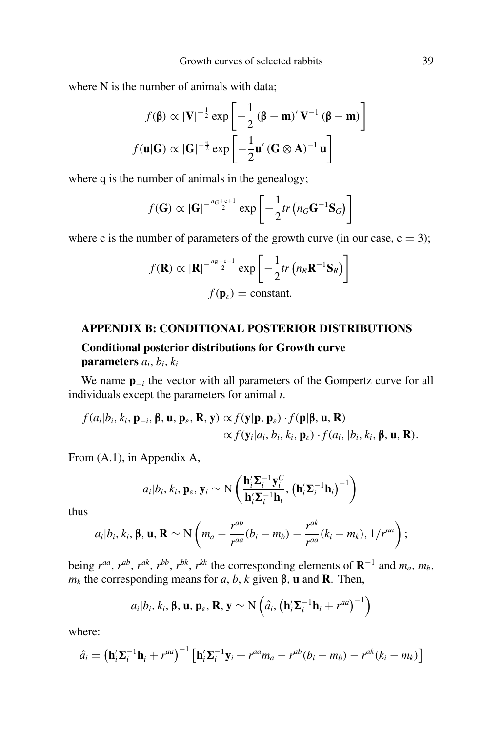where N is the number of animals with data;

$$f(\boldsymbol{\beta}) \propto |\mathbf{V}|^{-\frac{1}{2}} \exp\left[-\frac{1}{2}(\boldsymbol{\beta}-\mathbf{m})' \mathbf{V}^{-1}(\boldsymbol{\beta}-\mathbf{m})\right]$$

$$f(\mathbf{u}|\mathbf{G}) \propto |\mathbf{G}|^{-\frac{q}{2}} \exp\left[-\frac{1}{2}\mathbf{u}'(\mathbf{G}\otimes\mathbf{A})^{-1}\mathbf{u}\right]$$

where q is the number of animals in the genealogy;

$$f(\mathbf{G}) \propto |\mathbf{G}|^{-\frac{n_G+c+1}{2}} \exp\left[-\frac{1}{2}tr\left(n_G\mathbf{G}^{-1}\mathbf{S}_G\right)\right]$$

where c is the number of parameters of the growth curve (in our case, c = 3);

$$f(\mathbf{R}) \propto |\mathbf{R}|^{-\frac{n_R+c+1}{2}} \exp\left[-\frac{1}{2}tr\left(n_R\mathbf{R}^{-1}\mathbf{S}_R\right)\right]$$

$$f(\mathbf{p}_\varepsilon) = \text{constant.}$$

## APPENDIX B: CONDITIONAL POSTERIOR DISTRIBUTIONS

### Conditional posterior distributions for Growth curve parameters $a_i$, $b_i$, $k_i$

We name $\mathbf{p}_{-i}$ the vector with all parameters of the Gompertz curve for all individuals except the parameters for animal *i*.

$$\begin{aligned} f(a_i|b_i,k_i,\mathbf{p}_{-i},\boldsymbol{\beta},\mathbf{u},\mathbf{p}_\varepsilon,\mathbf{R},\mathbf{y}) &\propto f(\mathbf{y}|\mathbf{p},\mathbf{p}_\varepsilon)\cdot f(\mathbf{p}|\boldsymbol{\beta},\mathbf{u},\mathbf{R}) \\ &\propto f(\mathbf{y}_i|a_i,b_i,k_i,\mathbf{p}_\varepsilon)\cdot f(a_i,|b_i,k_i,\boldsymbol{\beta},\mathbf{u},\mathbf{R}). \end{aligned}$$

From (A.1), in Appendix A,

$$a_i|b_i,k_i,\mathbf{p}_\varepsilon,\mathbf{y}_i \sim \mathrm{N}\left(\frac{\mathbf{h}_i'\boldsymbol{\Sigma}_i^{-1}\mathbf{y}_i^C}{\mathbf{h}_i'\boldsymbol{\Sigma}_i^{-1}\mathbf{h}_i}, \left(\mathbf{h}_i'\boldsymbol{\Sigma}_i^{-1}\mathbf{h}_i\right)^{-1}\right)$$

thus

$$a_i|b_i,k_i,\boldsymbol{\beta},\mathbf{u},\mathbf{R} \sim \mathrm{N}\left(m_a - \frac{r^{ab}}{r^{aa}}(b_i-m_b) - \frac{r^{ak}}{r^{aa}}(k_i-m_k), 1/r^{aa}\right);$$

being $r^{aa}$, $r^{ab}$, $r^{ak}$, $r^{bb}$, $r^{bk}$, $r^{kk}$ the corresponding elements of $\mathbf{R}^{-1}$ and $m_a$, $m_b$, $m_k$ the corresponding means for *a*, *b*, *k* given $\boldsymbol{\beta}$, $\mathbf{u}$ and $\mathbf{R}$. Then,

$$a_i|b_i,k_i,\boldsymbol{\beta},\mathbf{u},\mathbf{p}_\varepsilon,\mathbf{R},\mathbf{y} \sim \mathrm{N}\left(\hat{a}_i, \left(\mathbf{h}_i'\boldsymbol{\Sigma}_i^{-1}\mathbf{h}_i + r^{aa}\right)^{-1}\right)$$

where:

$$\hat{a}_i = \left(\mathbf{h}_i'\boldsymbol{\Sigma}_i^{-1}\mathbf{h}_i + r^{aa}\right)^{-1}\left[\mathbf{h}_i'\boldsymbol{\Sigma}_i^{-1}\mathbf{y}_i + r^{aa}m_a - r^{ab}(b_i-m_b) - r^{ak}(k_i-m_k)\right]$$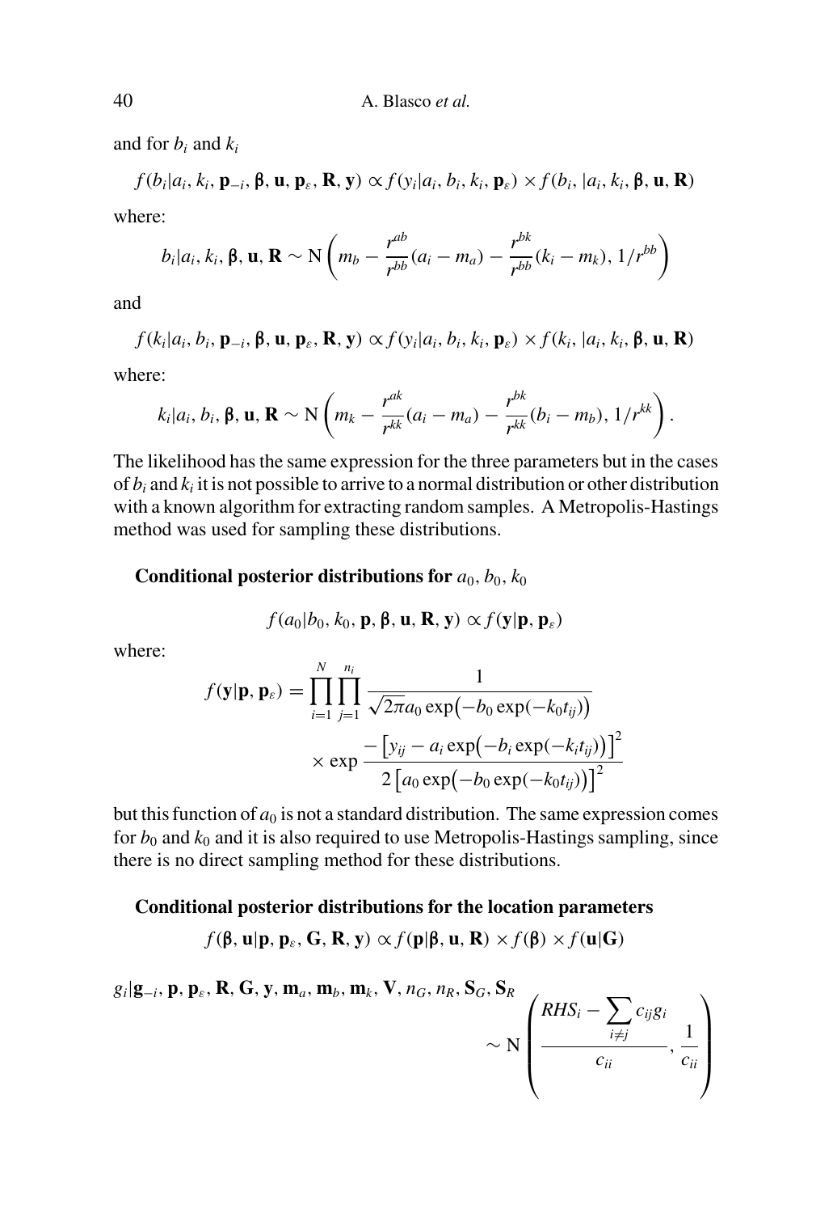and for $b_i$ and $k_i$

$$f(b_i|a_i, k_i, \mathbf{p}_{-i}, \boldsymbol{\beta}, \mathbf{u}, \mathbf{p}_\varepsilon, \mathbf{R}, \mathbf{y}) \propto f(y_i|a_i, b_i, k_i, \mathbf{p}_\varepsilon) \times f(b_i, |a_i, k_i, \boldsymbol{\beta}, \mathbf{u}, \mathbf{R})$$

where:

$$b_i|a_i, k_i, \boldsymbol{\beta}, \mathbf{u}, \mathbf{R} \sim \mathrm{N}\left(m_b - \frac{r^{ab}}{r^{bb}}(a_i - m_a) - \frac{r^{bk}}{r^{bb}}(k_i - m_k),\, 1/r^{bb}\right)$$

and

$$f(k_i|a_i, b_i, \mathbf{p}_{-i}, \boldsymbol{\beta}, \mathbf{u}, \mathbf{p}_\varepsilon, \mathbf{R}, \mathbf{y}) \propto f(y_i|a_i, b_i, k_i, \mathbf{p}_\varepsilon) \times f(k_i, |a_i, k_i, \boldsymbol{\beta}, \mathbf{u}, \mathbf{R})$$

where:

$$k_i|a_i, b_i, \boldsymbol{\beta}, \mathbf{u}, \mathbf{R} \sim \mathrm{N}\left(m_k - \frac{r^{ak}}{r^{kk}}(a_i - m_a) - \frac{r^{bk}}{r^{kk}}(b_i - m_b),\, 1/r^{kk}\right).$$

The likelihood has the same expression for the three parameters but in the cases of $b_i$ and $k_i$ it is not possible to arrive to a normal distribution or other distribution with a known algorithm for extracting random samples. A Metropolis-Hastings method was used for sampling these distributions.

**Conditional posterior distributions for $a_0$, $b_0$, $k_0$**

$$f(a_0|b_0, k_0, \mathbf{p}, \boldsymbol{\beta}, \mathbf{u}, \mathbf{R}, \mathbf{y}) \propto f(\mathbf{y}|\mathbf{p}, \mathbf{p}_\varepsilon)$$

where:

$$f(\mathbf{y}|\mathbf{p}, \mathbf{p}_\varepsilon) = \prod_{i=1}^{N}\prod_{j=1}^{n_i} \frac{1}{\sqrt{2\pi}a_0 \exp\bigl(-b_0 \exp(-k_0 t_{ij})\bigr)} \times \exp \frac{-\bigl[y_{ij} - a_i \exp\bigl(-b_i \exp(-k_i t_{ij})\bigr)\bigr]^2}{2\bigl[a_0 \exp\bigl(-b_0 \exp(-k_0 t_{ij})\bigr)\bigr]^2}$$

but this function of $a_0$ is not a standard distribution. The same expression comes for $b_0$ and $k_0$ and it is also required to use Metropolis-Hastings sampling, since there is no direct sampling method for these distributions.

**Conditional posterior distributions for the location parameters**

$$f(\boldsymbol{\beta}, \mathbf{u}|\mathbf{p}, \mathbf{p}_\varepsilon, \mathbf{G}, \mathbf{R}, \mathbf{y}) \propto f(\mathbf{p}|\boldsymbol{\beta}, \mathbf{u}, \mathbf{R}) \times f(\boldsymbol{\beta}) \times f(\mathbf{u}|\mathbf{G})$$

$$g_i|\mathbf{g}_{-i}, \mathbf{p}, \mathbf{p}_\varepsilon, \mathbf{R}, \mathbf{G}, \mathbf{y}, \mathbf{m}_a, \mathbf{m}_b, \mathbf{m}_k, \mathbf{V}, n_G, n_R, \mathbf{S}_G, \mathbf{S}_R \sim \mathrm{N}\left(\frac{RHS_i - \sum\limits_{i \neq j} c_{ij} g_i}{c_{ii}}, \frac{1}{c_{ii}}\right)$$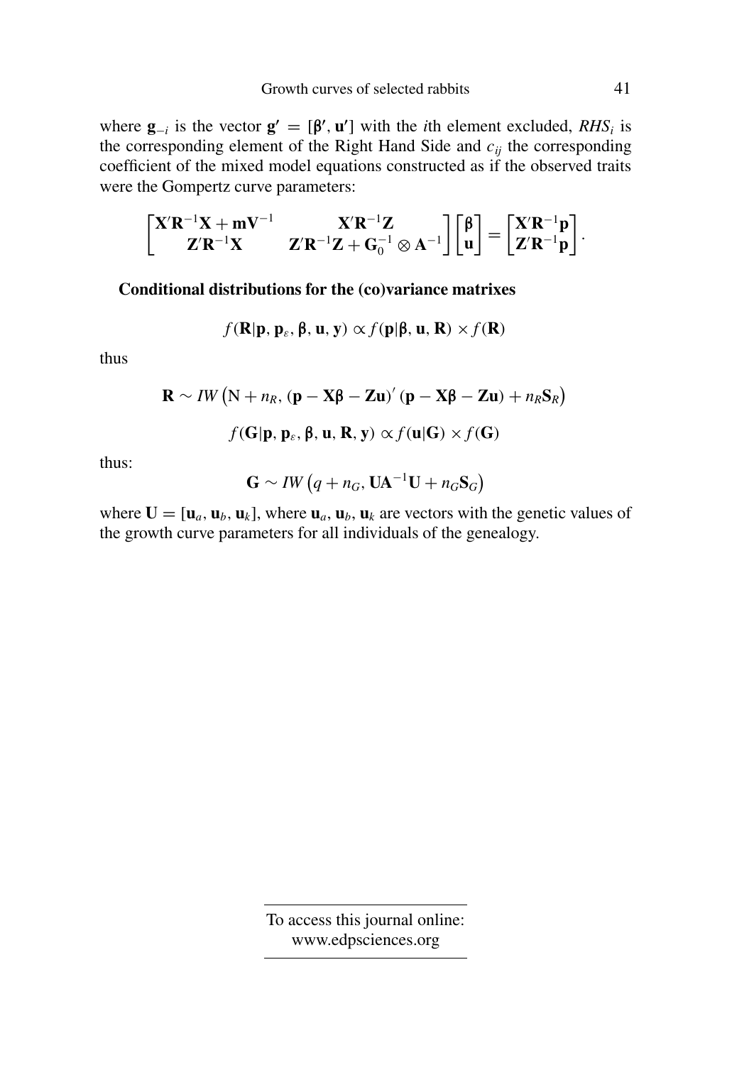where $\mathbf{g}_{-i}$ is the vector $\mathbf{g}' = [\boldsymbol{\beta}', \mathbf{u}']$ with the $i$th element excluded, $RHS_i$ is the corresponding element of the Right Hand Side and $c_{ij}$ the corresponding coefficient of the mixed model equations constructed as if the observed traits were the Gompertz curve parameters:

$$\begin{bmatrix} \mathbf{X}'\mathbf{R}^{-1}\mathbf{X} + \mathbf{m}\mathbf{V}^{-1} & \mathbf{X}'\mathbf{R}^{-1}\mathbf{Z} \\ \mathbf{Z}'\mathbf{R}^{-1}\mathbf{X} & \mathbf{Z}'\mathbf{R}^{-1}\mathbf{Z} + \mathbf{G}_0^{-1} \otimes \mathbf{A}^{-1} \end{bmatrix} \begin{bmatrix} \boldsymbol{\beta} \\ \mathbf{u} \end{bmatrix} = \begin{bmatrix} \mathbf{X}'\mathbf{R}^{-1}\mathbf{p} \\ \mathbf{Z}'\mathbf{R}^{-1}\mathbf{p} \end{bmatrix}.$$

**Conditional distributions for the (co)variance matrixes**

$$f(\mathbf{R}|\mathbf{p}, \mathbf{p}_\varepsilon, \boldsymbol{\beta}, \mathbf{u}, \mathbf{y}) \propto f(\mathbf{p}|\boldsymbol{\beta}, \mathbf{u}, \mathbf{R}) \times f(\mathbf{R})$$

thus

$$\mathbf{R} \sim IW\left(\mathrm{N} + n_R, (\mathbf{p} - \mathbf{X}\boldsymbol{\beta} - \mathbf{Z}\mathbf{u})'(\mathbf{p} - \mathbf{X}\boldsymbol{\beta} - \mathbf{Z}\mathbf{u}) + n_R\mathbf{S}_R\right)$$

$$f(\mathbf{G}|\mathbf{p}, \mathbf{p}_\varepsilon, \boldsymbol{\beta}, \mathbf{u}, \mathbf{R}, \mathbf{y}) \propto f(\mathbf{u}|\mathbf{G}) \times f(\mathbf{G})$$

thus:

$$\mathbf{G} \sim IW\left(q + n_G, \mathbf{U}\mathbf{A}^{-1}\mathbf{U} + n_G\mathbf{S}_G\right)$$

where $\mathbf{U} = [\mathbf{u}_a, \mathbf{u}_b, \mathbf{u}_k]$, where $\mathbf{u}_a, \mathbf{u}_b, \mathbf{u}_k$ are vectors with the genetic values of the growth curve parameters for all individuals of the genealogy.

To access this journal online:
www.edpsciences.org